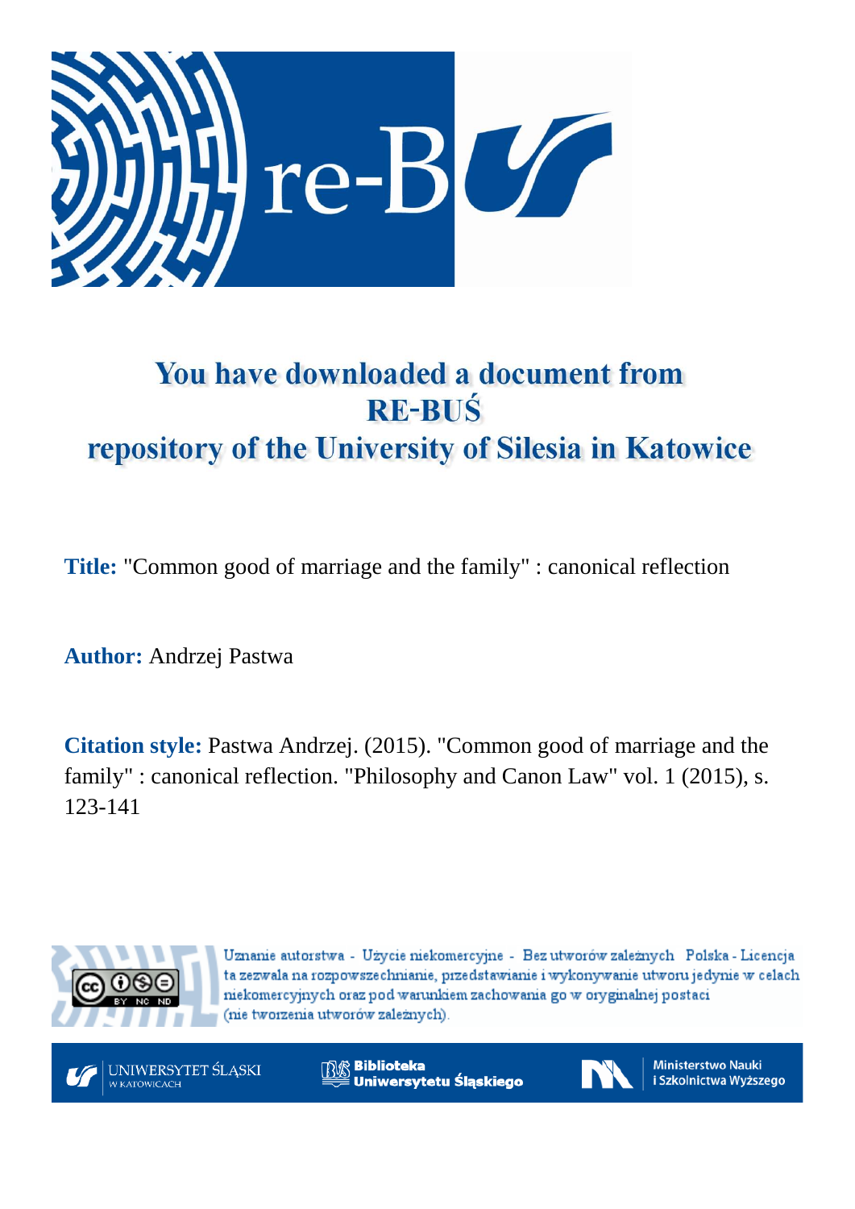# You have downloaded a document from RE-BUŚ repository of the University of Silesia in Katowice

**Title:** "Common good of marriage and the family" : canonical reflection

**Author:** Andrzej Pastwa

**Citation style:** Pastwa Andrzej. (2015). "Common good of marriage and the family" : canonical reflection. "Philosophy and Canon Law" vol. 1 (2015), s. 123-141

Uznanie autorstwa - Użycie niekomercyjne - Bez utworów zależnych Polska - Licencja ta zezwala na rozpowszechnianie, przedstawianie i wykonywanie utworu jedynie w celach niekomercyjnych oraz pod warunkiem zachowania go w oryginalnej postaci (nie tworzenia utworów zależnych).

UNIWERSYTET ŚLĄSKI W KATOWICACH

Biblioteka Uniwersytetu Śląskiego

Ministerstwo Nauki i Szkolnictwa Wyższego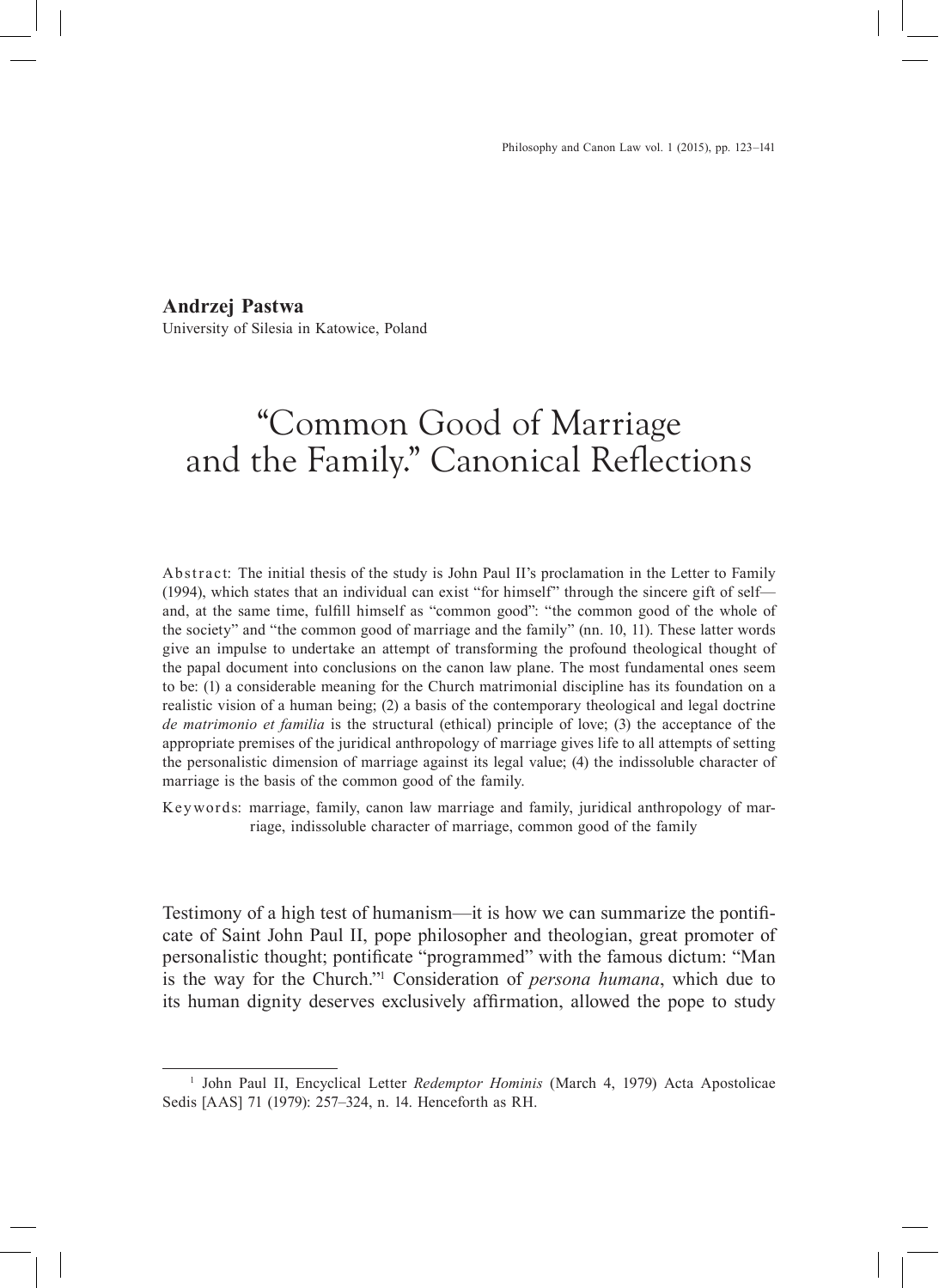**Andrzej Pastwa**
University of Silesia in Katowice, Poland

# "Common Good of Marriage and the Family." Canonical Reflections

Abstract: The initial thesis of the study is John Paul II's proclamation in the Letter to Family (1994), which states that an individual can exist "for himself" through the sincere gift of self—and, at the same time, fulfill himself as "common good": "the common good of the whole of the society" and "the common good of marriage and the family" (nn. 10, 11). These latter words give an impulse to undertake an attempt of transforming the profound theological thought of the papal document into conclusions on the canon law plane. The most fundamental ones seem to be: (1) a considerable meaning for the Church matrimonial discipline has its foundation on a realistic vision of a human being; (2) a basis of the contemporary theological and legal doctrine *de matrimonio et familia* is the structural (ethical) principle of love; (3) the acceptance of the appropriate premises of the juridical anthropology of marriage gives life to all attempts of setting the personalistic dimension of marriage against its legal value; (4) the indissoluble character of marriage is the basis of the common good of the family.

Keywords: marriage, family, canon law marriage and family, juridical anthropology of marriage, indissoluble character of marriage, common good of the family

Testimony of a high test of humanism—it is how we can summarize the pontificate of Saint John Paul II, pope philosopher and theologian, great promoter of personalistic thought; pontificate "programmed" with the famous dictum: "Man is the way for the Church."[1] Consideration of *persona humana*, which due to its human dignity deserves exclusively affirmation, allowed the pope to study

[1] John Paul II, Encyclical Letter *Redemptor Hominis* (March 4, 1979) Acta Apostolicae Sedis [AAS] 71 (1979): 257–324, n. 14. Henceforth as RH.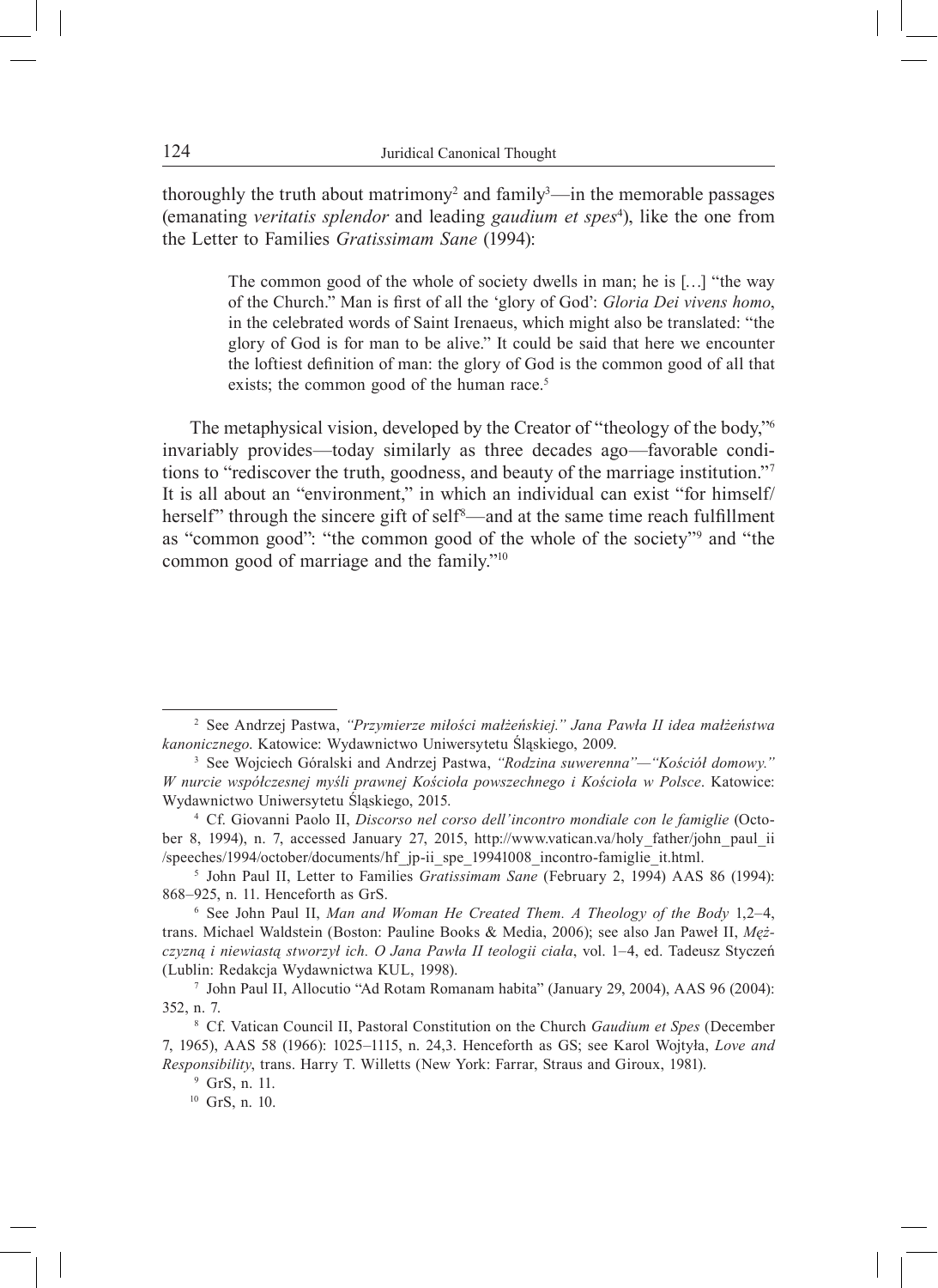thoroughly the truth about matrimony[2] and family[3]—in the memorable passages (emanating *veritatis splendor* and leading *gaudium et spes*[4]), like the one from the Letter to Families *Gratissimam Sane* (1994):

> The common good of the whole of society dwells in man; he is […] "the way of the Church." Man is first of all the 'glory of God': *Gloria Dei vivens homo*, in the celebrated words of Saint Irenaeus, which might also be translated: "the glory of God is for man to be alive." It could be said that here we encounter the loftiest definition of man: the glory of God is the common good of all that exists; the common good of the human race.[5]

The metaphysical vision, developed by the Creator of "theology of the body,"[6] invariably provides—today similarly as three decades ago—favorable conditions to "rediscover the truth, goodness, and beauty of the marriage institution."[7] It is all about an "environment," in which an individual can exist "for himself/herself" through the sincere gift of self[8]—and at the same time reach fulfillment as "common good": "the common good of the whole of the society"[9] and "the common good of marriage and the family."[10]

---

[2] See Andrzej Pastwa, *"Przymierze miłości małżeńskiej." Jana Pawła II idea małżeństwa kanonicznego*. Katowice: Wydawnictwo Uniwersytetu Śląskiego, 2009.

[3] See Wojciech Góralski and Andrzej Pastwa, *"Rodzina suwerenna"—"Kościół domowy." W nurcie współczesnej myśli prawnej Kościoła powszechnego i Kościoła w Polsce*. Katowice: Wydawnictwo Uniwersytetu Śląskiego, 2015.

[4] Cf. Giovanni Paolo II, *Discorso nel corso dell'incontro mondiale con le famiglie* (October 8, 1994), n. 7, accessed January 27, 2015, http://www.vatican.va/holy_father/john_paul_ii/speeches/1994/october/documents/hf_jp-ii_spe_19941008_incontro-famiglie_it.html.

[5] John Paul II, Letter to Families *Gratissimam Sane* (February 2, 1994) AAS 86 (1994): 868–925, n. 11. Henceforth as GrS.

[6] See John Paul II, *Man and Woman He Created Them. A Theology of the Body* 1,2–4, trans. Michael Waldstein (Boston: Pauline Books & Media, 2006); see also Jan Paweł II, *Mężczyzną i niewiastą stworzył ich. O Jana Pawła II teologii ciała*, vol. 1–4, ed. Tadeusz Styczeń (Lublin: Redakcja Wydawnictwa KUL, 1998).

[7] John Paul II, Allocutio "Ad Rotam Romanam habita" (January 29, 2004), AAS 96 (2004): 352, n. 7.

[8] Cf. Vatican Council II, Pastoral Constitution on the Church *Gaudium et Spes* (December 7, 1965), AAS 58 (1966): 1025–1115, n. 24,3. Henceforth as GS; see Karol Wojtyła, *Love and Responsibility*, trans. Harry T. Willetts (New York: Farrar, Straus and Giroux, 1981).

[9] GrS, n. 11.

[10] GrS, n. 10.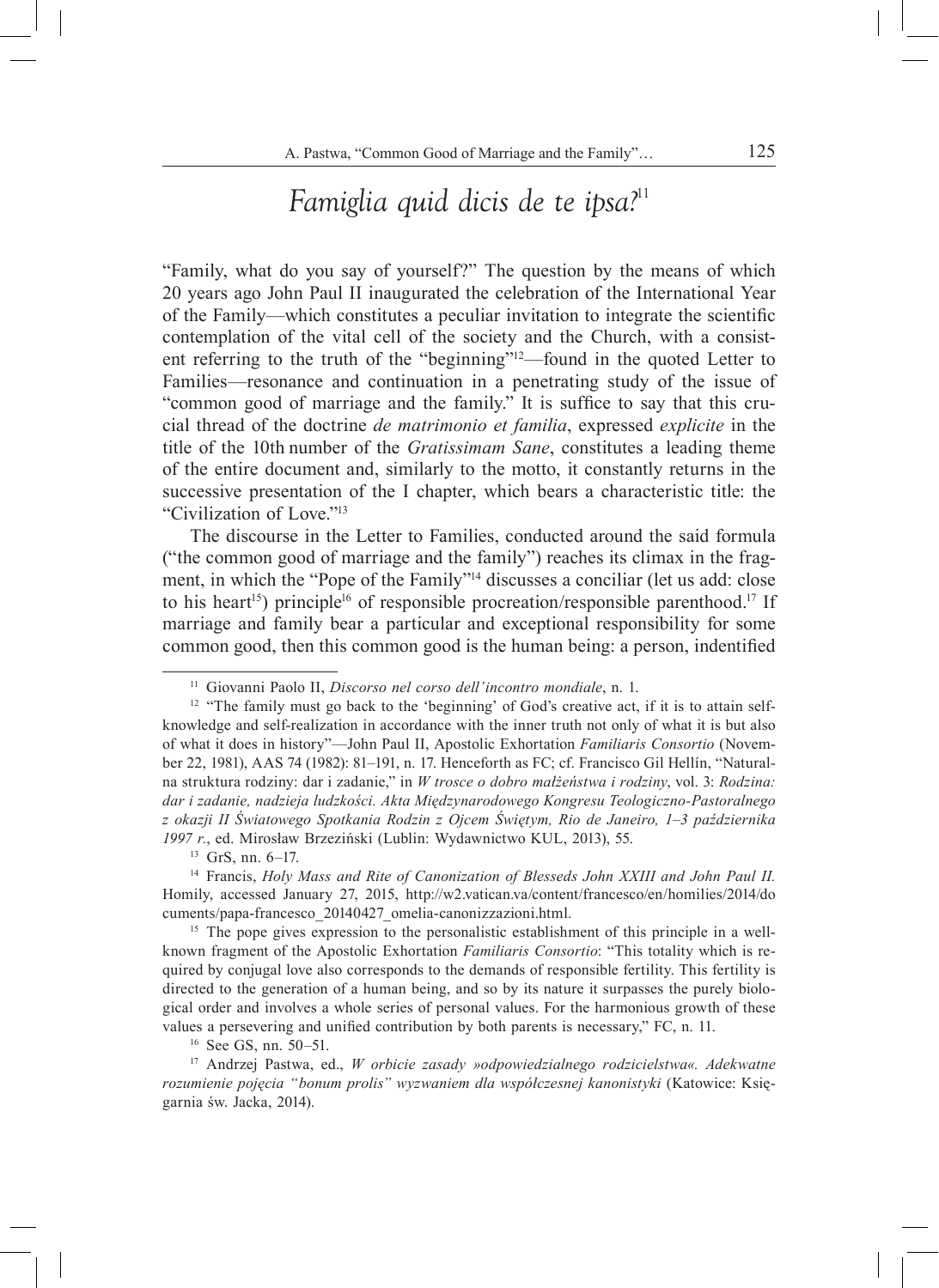## *Famiglia quid dicis de te ipsa?*[11]

"Family, what do you say of yourself?" The question by the means of which 20 years ago John Paul II inaugurated the celebration of the International Year of the Family—which constitutes a peculiar invitation to integrate the scientific contemplation of the vital cell of the society and the Church, with a consistent referring to the truth of the "beginning"[12]—found in the quoted Letter to Families—resonance and continuation in a penetrating study of the issue of "common good of marriage and the family." It is suffice to say that this crucial thread of the doctrine *de matrimonio et familia*, expressed *explicite* in the title of the 10th number of the *Gratissimam Sane*, constitutes a leading theme of the entire document and, similarly to the motto, it constantly returns in the successive presentation of the I chapter, which bears a characteristic title: the "Civilization of Love."[13]

The discourse in the Letter to Families, conducted around the said formula ("the common good of marriage and the family") reaches its climax in the fragment, in which the "Pope of the Family"[14] discusses a conciliar (let us add: close to his heart[15]) principle[16] of responsible procreation/responsible parenthood.[17] If marriage and family bear a particular and exceptional responsibility for some common good, then this common good is the human being: a person, indentified

---

[11] Giovanni Paolo II, *Discorso nel corso dell'incontro mondiale*, n. 1.

[12] "The family must go back to the 'beginning' of God's creative act, if it is to attain self-knowledge and self-realization in accordance with the inner truth not only of what it is but also of what it does in history"—John Paul II, Apostolic Exhortation *Familiaris Consortio* (November 22, 1981), AAS 74 (1982): 81–191, n. 17. Henceforth as FC; cf. Francisco Gil Hellín, "Naturalna struktura rodziny: dar i zadanie," in *W trosce o dobro małżeństwa i rodziny*, vol. 3: *Rodzina: dar i zadanie, nadzieja ludzkości. Akta Międzynarodowego Kongresu Teologiczno-Pastoralnego z okazji II Światowego Spotkania Rodzin z Ojcem Świętym, Rio de Janeiro, 1–3 października 1997 r.*, ed. Mirosław Brzeziński (Lublin: Wydawnictwo KUL, 2013), 55.

[13] GrS, nn. 6–17.

[14] Francis, *Holy Mass and Rite of Canonization of Blesseds John XXIII and John Paul II.* Homily, accessed January 27, 2015, http://w2.vatican.va/content/francesco/en/homilies/2014/documents/papa-francesco_20140427_omelia-canonizzazioni.html.

[15] The pope gives expression to the personalistic establishment of this principle in a well-known fragment of the Apostolic Exhortation *Familiaris Consortio*: "This totality which is required by conjugal love also corresponds to the demands of responsible fertility. This fertility is directed to the generation of a human being, and so by its nature it surpasses the purely biological order and involves a whole series of personal values. For the harmonious growth of these values a persevering and unified contribution by both parents is necessary," FC, n. 11.

[16] See GS, nn. 50–51.

[17] Andrzej Pastwa, ed., *W orbicie zasady »odpowiedzialnego rodzicielstwa«. Adekwatne rozumienie pojęcia "bonum prolis" wyzwaniem dla współczesnej kanonistyki* (Katowice: Księgarnia św. Jacka, 2014).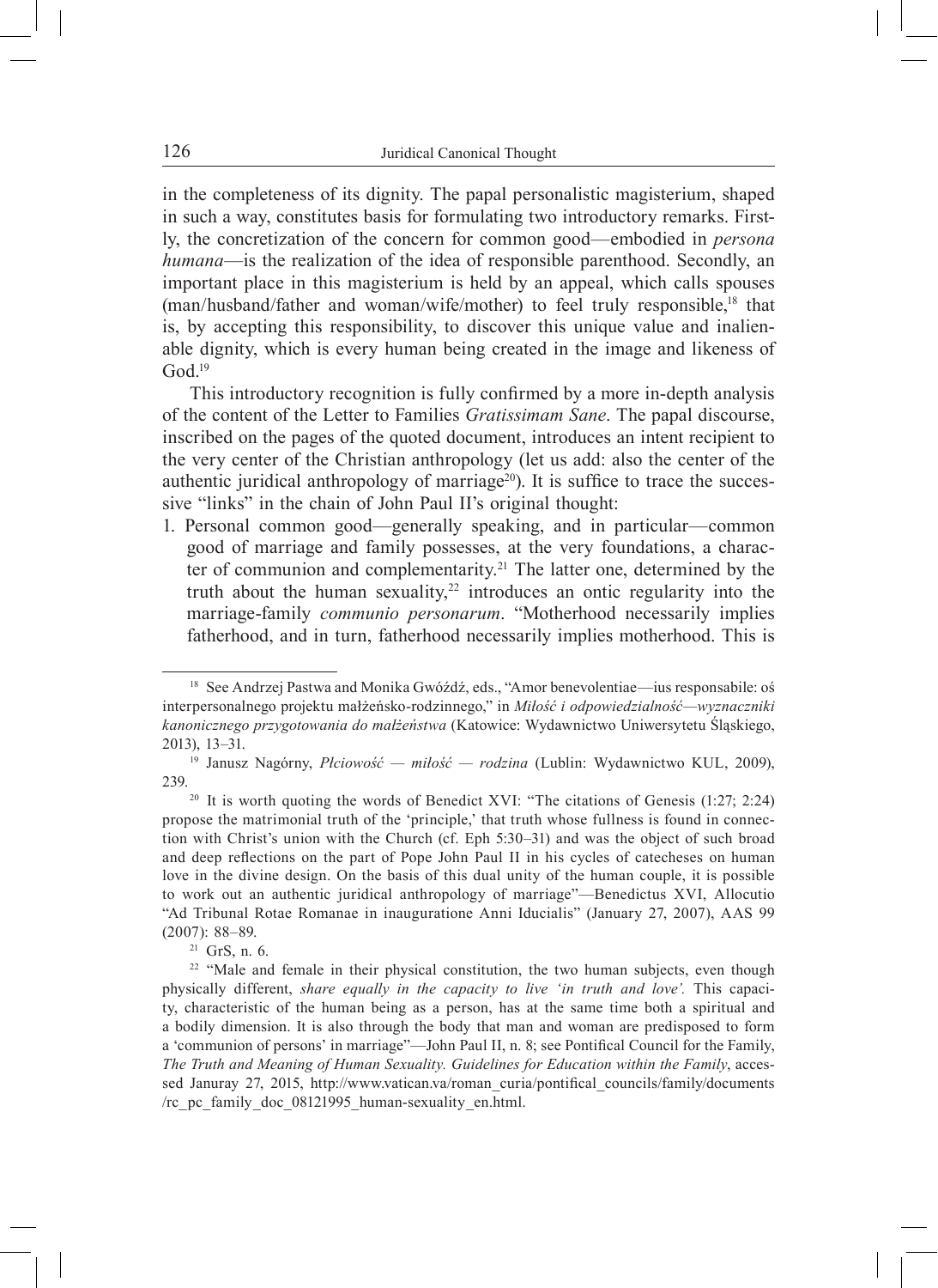in the completeness of its dignity. The papal personalistic magisterium, shaped in such a way, constitutes basis for formulating two introductory remarks. Firstly, the concretization of the concern for common good—embodied in *persona humana*—is the realization of the idea of responsible parenthood. Secondly, an important place in this magisterium is held by an appeal, which calls spouses (man/husband/father and woman/wife/mother) to feel truly responsible,[18] that is, by accepting this responsibility, to discover this unique value and inalienable dignity, which is every human being created in the image and likeness of God.[19]

This introductory recognition is fully confirmed by a more in-depth analysis of the content of the Letter to Families *Gratissimam Sane*. The papal discourse, inscribed on the pages of the quoted document, introduces an intent recipient to the very center of the Christian anthropology (let us add: also the center of the authentic juridical anthropology of marriage[20]). It is suffice to trace the successive "links" in the chain of John Paul II's original thought:

1. Personal common good—generally speaking, and in particular—common good of marriage and family possesses, at the very foundations, a character of communion and complementarity.[21] The latter one, determined by the truth about the human sexuality,[22] introduces an ontic regularity into the marriage-family *communio personarum*. "Motherhood necessarily implies fatherhood, and in turn, fatherhood necessarily implies motherhood. This is

---

[18] See Andrzej Pastwa and Monika Gwóźdź, eds., "Amor benevolentiae—ius responsabile: oś interpersonalnego projektu małżeńsko-rodzinnego," in *Miłość i odpowiedzialność—wyznaczniki kanonicznego przygotowania do małżeństwa* (Katowice: Wydawnictwo Uniwersytetu Śląskiego, 2013), 13–31.

[19] Janusz Nagórny, *Płciowość — miłość — rodzina* (Lublin: Wydawnictwo KUL, 2009), 239.

[20] It is worth quoting the words of Benedict XVI: "The citations of Genesis (1:27; 2:24) propose the matrimonial truth of the 'principle,' that truth whose fullness is found in connection with Christ's union with the Church (cf. Eph 5:30–31) and was the object of such broad and deep reflections on the part of Pope John Paul II in his cycles of catecheses on human love in the divine design. On the basis of this dual unity of the human couple, it is possible to work out an authentic juridical anthropology of marriage"—Benedictus XVI, Allocutio "Ad Tribunal Rotae Romanae in inauguratione Anni Iudicialis" (January 27, 2007), AAS 99 (2007): 88–89.

[21] GrS, n. 6.

[22] "Male and female in their physical constitution, the two human subjects, even though physically different, *share equally in the capacity to live 'in truth and love'.* This capacity, characteristic of the human being as a person, has at the same time both a spiritual and a bodily dimension. It is also through the body that man and woman are predisposed to form a 'communion of persons' in marriage"—John Paul II, n. 8; see Pontifical Council for the Family, *The Truth and Meaning of Human Sexuality. Guidelines for Education within the Family*, accessed Januray 27, 2015, http://www.vatican.va/roman_curia/pontifical_councils/family/documents/rc_pc_family_doc_08121995_human-sexuality_en.html.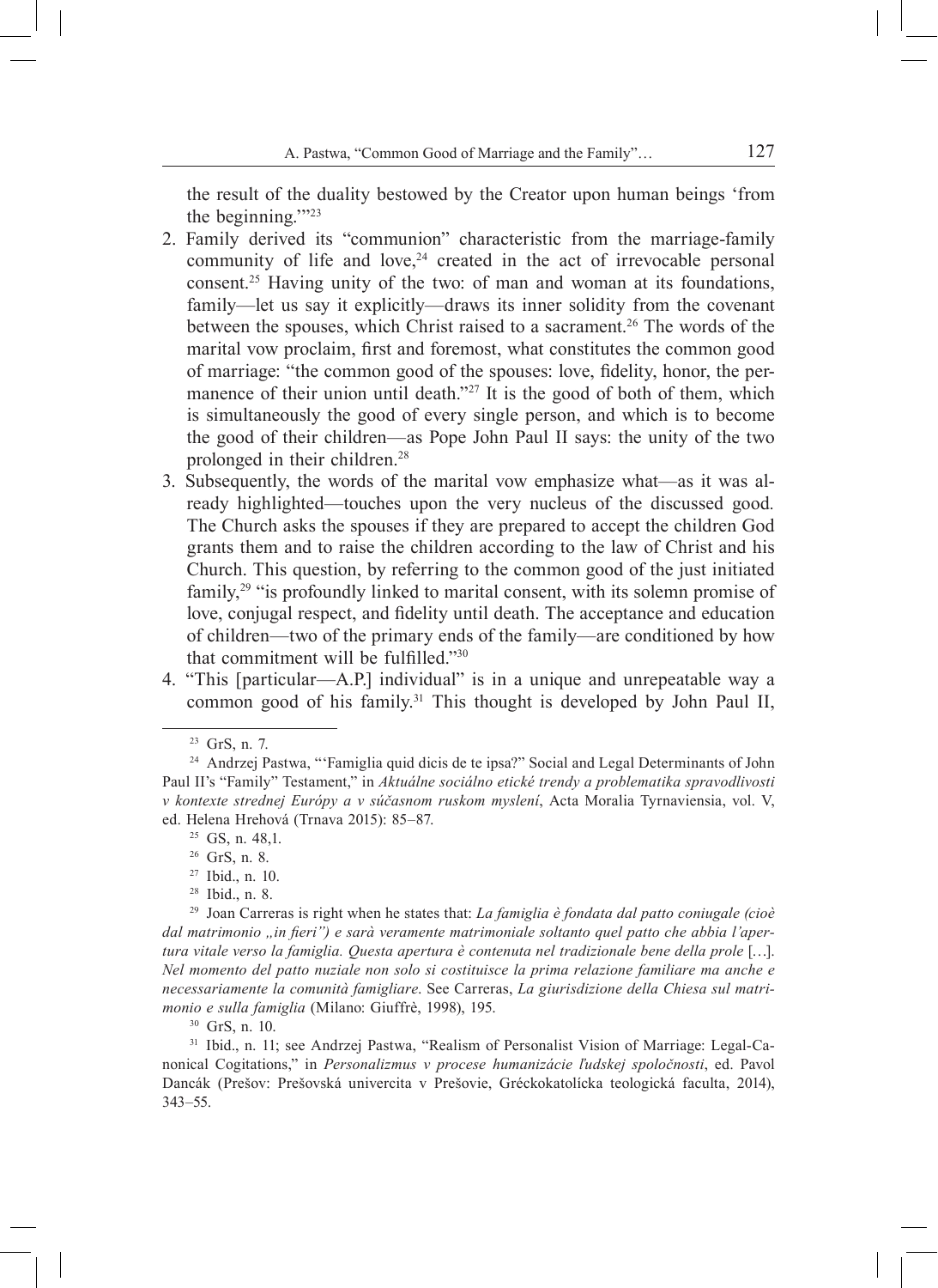the result of the duality bestowed by the Creator upon human beings 'from the beginning.'"[23]

2. Family derived its "communion" characteristic from the marriage-family community of life and love,[24] created in the act of irrevocable personal consent.[25] Having unity of the two: of man and woman at its foundations, family—let us say it explicitly—draws its inner solidity from the covenant between the spouses, which Christ raised to a sacrament.[26] The words of the marital vow proclaim, first and foremost, what constitutes the common good of marriage: "the common good of the spouses: love, fidelity, honor, the permanence of their union until death."[27] It is the good of both of them, which is simultaneously the good of every single person, and which is to become the good of their children—as Pope John Paul II says: the unity of the two prolonged in their children.[28]
3. Subsequently, the words of the marital vow emphasize what—as it was already highlighted—touches upon the very nucleus of the discussed good. The Church asks the spouses if they are prepared to accept the children God grants them and to raise the children according to the law of Christ and his Church. This question, by referring to the common good of the just initiated family,[29] "is profoundly linked to marital consent, with its solemn promise of love, conjugal respect, and fidelity until death. The acceptance and education of children—two of the primary ends of the family—are conditioned by how that commitment will be fulfilled."[30]
4. "This [particular—A.P.] individual" is in a unique and unrepeatable way a common good of his family.[31] This thought is developed by John Paul II,

---

[23] GrS, n. 7.

[24] Andrzej Pastwa, "'Famiglia quid dicis de te ipsa?" Social and Legal Determinants of John Paul II's "Family" Testament," in *Aktuálne sociálno etické trendy a problematika spravodlivosti v kontexte strednej Európy a v súčasnom ruskom myslení*, Acta Moralia Tyrnaviensia, vol. V, ed. Helena Hrehová (Trnava 2015): 85–87.

[25] GS, n. 48,1.

[26] GrS, n. 8.

[27] Ibid., n. 10.

[28] Ibid., n. 8.

[29] Joan Carreras is right when he states that: *La famiglia è fondata dal patto coniugale (cioè dal matrimonio „in fieri") e sarà veramente matrimoniale soltanto quel patto che abbia l'apertura vitale verso la famiglia. Questa apertura è contenuta nel tradizionale bene della prole* […]. *Nel momento del patto nuziale non solo si costituisce la prima relazione familiare ma anche e necessariamente la comunità famigliare*. See Carreras, *La giurisdizione della Chiesa sul matrimonio e sulla famiglia* (Milano: Giuffrè, 1998), 195.

[30] GrS, n. 10.

[31] Ibid., n. 11; see Andrzej Pastwa, "Realism of Personalist Vision of Marriage: Legal-Canonical Cogitations," in *Personalizmus v procese humanizácie ľudskej spoločnosti*, ed. Pavol Dancák (Prešov: Prešovská univercita v Prešovie, Gréckokatolícka teologická faculta, 2014), 343–55.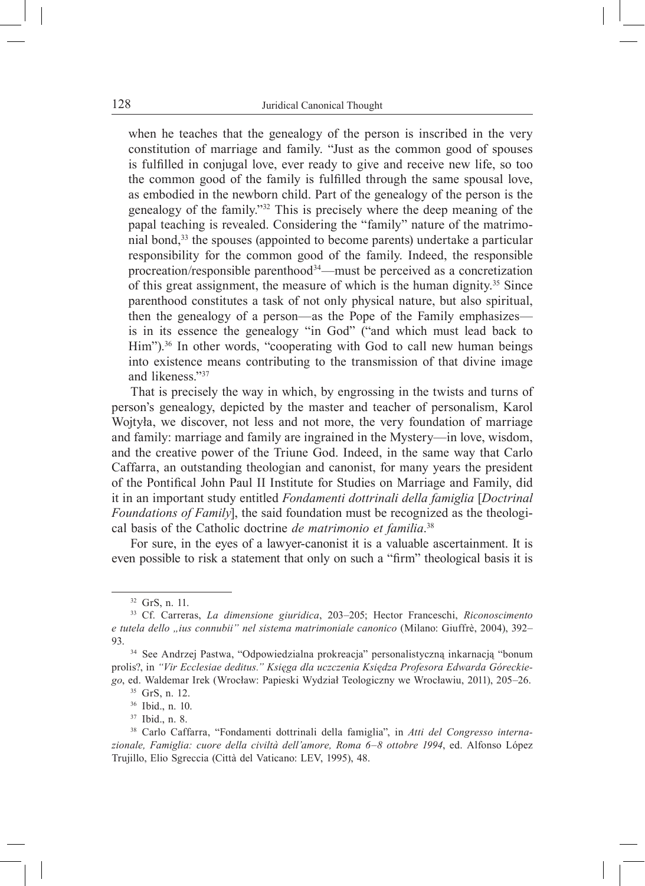when he teaches that the genealogy of the person is inscribed in the very constitution of marriage and family. "Just as the common good of spouses is fulfilled in conjugal love, ever ready to give and receive new life, so too the common good of the family is fulfilled through the same spousal love, as embodied in the newborn child. Part of the genealogy of the person is the genealogy of the family."[32] This is precisely where the deep meaning of the papal teaching is revealed. Considering the "family" nature of the matrimonial bond,[33] the spouses (appointed to become parents) undertake a particular responsibility for the common good of the family. Indeed, the responsible procreation/responsible parenthood[34]—must be perceived as a concretization of this great assignment, the measure of which is the human dignity.[35] Since parenthood constitutes a task of not only physical nature, but also spiritual, then the genealogy of a person—as the Pope of the Family emphasizes—is in its essence the genealogy "in God" ("and which must lead back to Him").[36] In other words, "cooperating with God to call new human beings into existence means contributing to the transmission of that divine image and likeness."[37]

That is precisely the way in which, by engrossing in the twists and turns of person's genealogy, depicted by the master and teacher of personalism, Karol Wojtyła, we discover, not less and not more, the very foundation of marriage and family: marriage and family are ingrained in the Mystery—in love, wisdom, and the creative power of the Triune God. Indeed, in the same way that Carlo Caffarra, an outstanding theologian and canonist, for many years the president of the Pontifical John Paul II Institute for Studies on Marriage and Family, did it in an important study entitled *Fondamenti dottrinali della famiglia* [*Doctrinal Foundations of Family*], the said foundation must be recognized as the theological basis of the Catholic doctrine *de matrimonio et familia*.[38]

For sure, in the eyes of a lawyer-canonist it is a valuable ascertainment. It is even possible to risk a statement that only on such a "firm" theological basis it is

---

[32] GrS, n. 11.

[33] Cf. Carreras, *La dimensione giuridica*, 203–205; Hector Franceschi, *Riconoscimento e tutela dello „ius connubii" nel sistema matrimoniale canonico* (Milano: Giuffrè, 2004), 392–93.

[34] See Andrzej Pastwa, "Odpowiedzialna prokreacja" personalistyczną inkarnacją "bonum prolis?, in *"Vir Ecclesiae deditus." Księga dla uczczenia Księdza Profesora Edwarda Góreckiego*, ed. Waldemar Irek (Wrocław: Papieski Wydział Teologiczny we Wrocławiu, 2011), 205–26.

[35] GrS, n. 12.

[36] Ibid., n. 10.

[37] Ibid., n. 8.

[38] Carlo Caffarra, "Fondamenti dottrinali della famiglia", in *Atti del Congresso internazionale, Famiglia: cuore della civiltà dell'amore, Roma 6–8 ottobre 1994*, ed. Alfonso López Trujillo, Elio Sgreccia (Città del Vaticano: LEV, 1995), 48.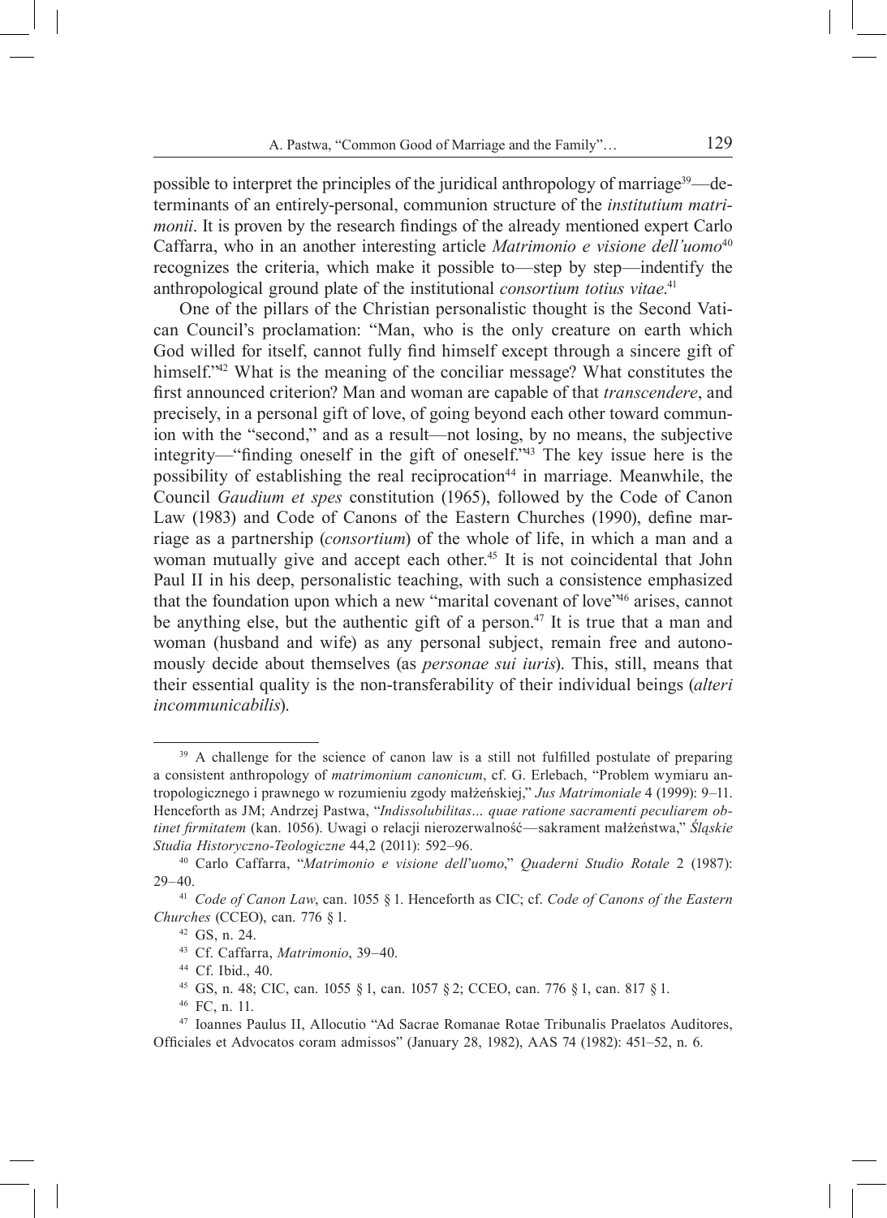possible to interpret the principles of the juridical anthropology of marriage[39]—determinants of an entirely-personal, communion structure of the *institutium matrimonii*. It is proven by the research findings of the already mentioned expert Carlo Caffarra, who in an another interesting article *Matrimonio e visione dell'uomo*[40] recognizes the criteria, which make it possible to—step by step—indentify the anthropological ground plate of the institutional *consortium totius vitae*.[41]

One of the pillars of the Christian personalistic thought is the Second Vatican Council's proclamation: "Man, who is the only creature on earth which God willed for itself, cannot fully find himself except through a sincere gift of himself."[42] What is the meaning of the conciliar message? What constitutes the first announced criterion? Man and woman are capable of that *transcendere*, and precisely, in a personal gift of love, of going beyond each other toward communion with the "second," and as a result—not losing, by no means, the subjective integrity—"finding oneself in the gift of oneself."[43] The key issue here is the possibility of establishing the real reciprocation[44] in marriage. Meanwhile, the Council *Gaudium et spes* constitution (1965), followed by the Code of Canon Law (1983) and Code of Canons of the Eastern Churches (1990), define marriage as a partnership (*consortium*) of the whole of life, in which a man and a woman mutually give and accept each other.[45] It is not coincidental that John Paul II in his deep, personalistic teaching, with such a consistence emphasized that the foundation upon which a new "marital covenant of love"[46] arises, cannot be anything else, but the authentic gift of a person.[47] It is true that a man and woman (husband and wife) as any personal subject, remain free and autonomously decide about themselves (as *personae sui iuris*). This, still, means that their essential quality is the non-transferability of their individual beings (*alteri incommunicabilis*).

---

[39] A challenge for the science of canon law is a still not fulfilled postulate of preparing a consistent anthropology of *matrimonium canonicum*, cf. G. Erlebach, "Problem wymiaru antropologicznego i prawnego w rozumieniu zgody małżeńskiej," *Jus Matrimoniale* 4 (1999): 9–11. Henceforth as JM; Andrzej Pastwa, "*Indissolubilitas… quae ratione sacramenti peculiarem obtinet firmitatem* (kan. 1056). Uwagi o relacji nierozerwalność—sakrament małżeństwa," *Śląskie Studia Historyczno-Teologiczne* 44,2 (2011): 592–96.

[40] Carlo Caffarra, "*Matrimonio e visione dell'uomo*," *Quaderni Studio Rotale* 2 (1987): 29–40.

[41] *Code of Canon Law*, can. 1055 § 1. Henceforth as CIC; cf. *Code of Canons of the Eastern Churches* (CCEO), can. 776 § 1.

[42] GS, n. 24.

[43] Cf. Caffarra, *Matrimonio*, 39–40.

[44] Cf. Ibid., 40.

[45] GS, n. 48; CIC, can. 1055 § 1, can. 1057 § 2; CCEO, can. 776 § 1, can. 817 § 1.

[46] FC, n. 11.

[47] Ioannes Paulus II, Allocutio "Ad Sacrae Romanae Rotae Tribunalis Praelatos Auditores, Officiales et Advocatos coram admissos" (January 28, 1982), AAS 74 (1982): 451–52, n. 6.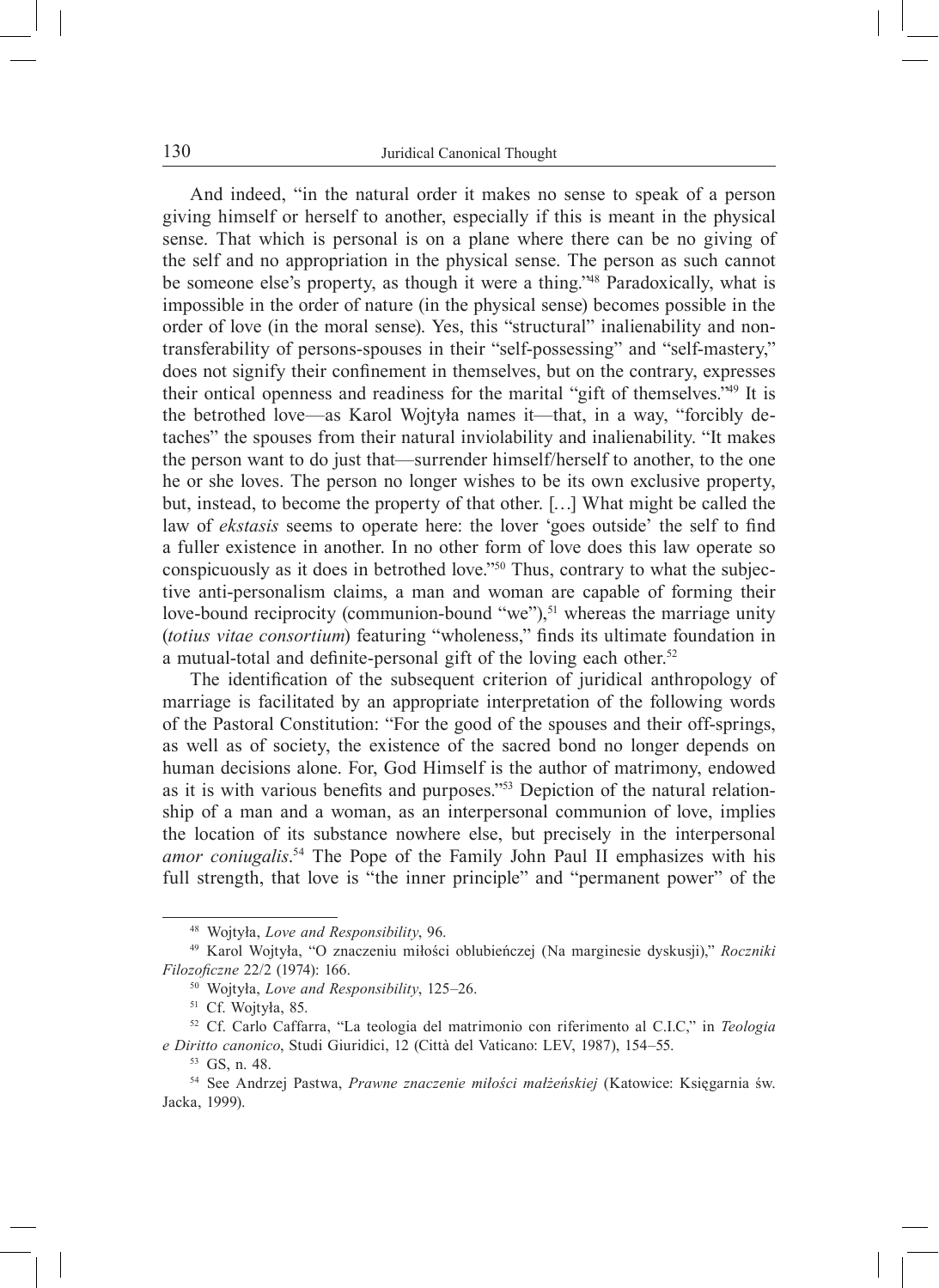And indeed, "in the natural order it makes no sense to speak of a person giving himself or herself to another, especially if this is meant in the physical sense. That which is personal is on a plane where there can be no giving of the self and no appropriation in the physical sense. The person as such cannot be someone else's property, as though it were a thing."[48] Paradoxically, what is impossible in the order of nature (in the physical sense) becomes possible in the order of love (in the moral sense). Yes, this "structural" inalienability and non-transferability of persons-spouses in their "self-possessing" and "self-mastery," does not signify their confinement in themselves, but on the contrary, expresses their ontical openness and readiness for the marital "gift of themselves."[49] It is the betrothed love—as Karol Wojtyła names it—that, in a way, "forcibly detaches" the spouses from their natural inviolability and inalienability. "It makes the person want to do just that—surrender himself/herself to another, to the one he or she loves. The person no longer wishes to be its own exclusive property, but, instead, to become the property of that other. […] What might be called the law of *ekstasis* seems to operate here: the lover 'goes outside' the self to find a fuller existence in another. In no other form of love does this law operate so conspicuously as it does in betrothed love."[50] Thus, contrary to what the subjective anti-personalism claims, a man and woman are capable of forming their love-bound reciprocity (communion-bound "we"),[51] whereas the marriage unity (*totius vitae consortium*) featuring "wholeness," finds its ultimate foundation in a mutual-total and definite-personal gift of the loving each other.[52]

The identification of the subsequent criterion of juridical anthropology of marriage is facilitated by an appropriate interpretation of the following words of the Pastoral Constitution: "For the good of the spouses and their off-springs, as well as of society, the existence of the sacred bond no longer depends on human decisions alone. For, God Himself is the author of matrimony, endowed as it is with various benefits and purposes."[53] Depiction of the natural relationship of a man and a woman, as an interpersonal communion of love, implies the location of its substance nowhere else, but precisely in the interpersonal *amor coniugalis*.[54] The Pope of the Family John Paul II emphasizes with his full strength, that love is "the inner principle" and "permanent power" of the

---

[48] Wojtyła, *Love and Responsibility*, 96.

[49] Karol Wojtyła, "O znaczeniu miłości oblubieńczej (Na marginesie dyskusji)," *Roczniki Filozoficzne* 22/2 (1974): 166.

[50] Wojtyła, *Love and Responsibility*, 125–26.

[51] Cf. Wojtyła, 85.

[52] Cf. Carlo Caffarra, "La teologia del matrimonio con riferimento al C.I.C," in *Teologia e Diritto canonico*, Studi Giuridici, 12 (Città del Vaticano: LEV, 1987), 154–55.

[53] GS, n. 48.

[54] See Andrzej Pastwa, *Prawne znaczenie miłości małżeńskiej* (Katowice: Księgarnia św. Jacka, 1999).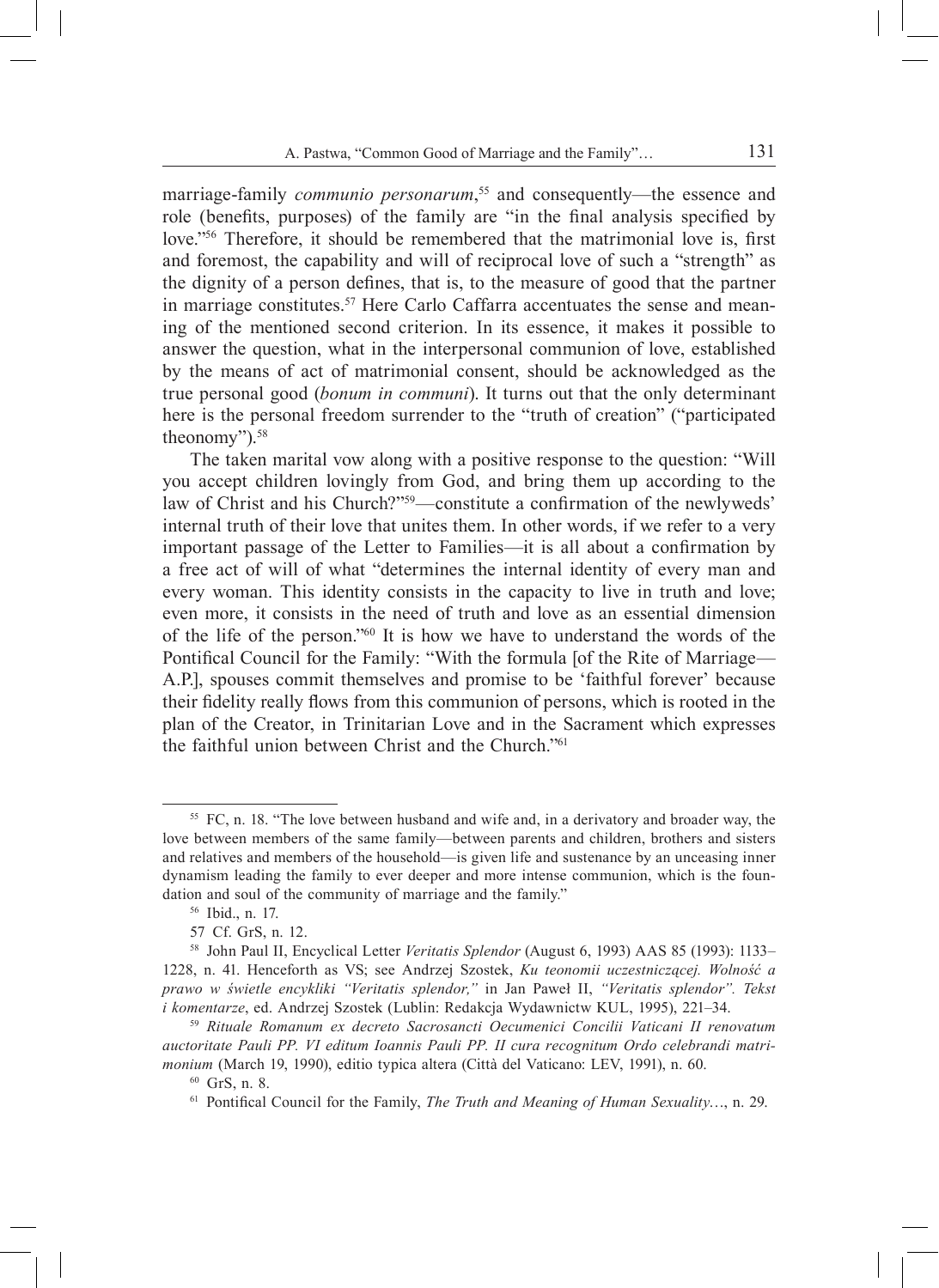marriage-family *communio personarum*,[55] and consequently—the essence and role (benefits, purposes) of the family are "in the final analysis specified by love."[56] Therefore, it should be remembered that the matrimonial love is, first and foremost, the capability and will of reciprocal love of such a "strength" as the dignity of a person defines, that is, to the measure of good that the partner in marriage constitutes.[57] Here Carlo Caffarra accentuates the sense and meaning of the mentioned second criterion. In its essence, it makes it possible to answer the question, what in the interpersonal communion of love, established by the means of act of matrimonial consent, should be acknowledged as the true personal good (*bonum in communi*). It turns out that the only determinant here is the personal freedom surrender to the "truth of creation" ("participated theonomy").[58]

The taken marital vow along with a positive response to the question: "Will you accept children lovingly from God, and bring them up according to the law of Christ and his Church?"[59]—constitute a confirmation of the newlyweds' internal truth of their love that unites them. In other words, if we refer to a very important passage of the Letter to Families—it is all about a confirmation by a free act of will of what "determines the internal identity of every man and every woman. This identity consists in the capacity to live in truth and love; even more, it consists in the need of truth and love as an essential dimension of the life of the person."[60] It is how we have to understand the words of the Pontifical Council for the Family: "With the formula [of the Rite of Marriage—A.P.], spouses commit themselves and promise to be 'faithful forever' because their fidelity really flows from this communion of persons, which is rooted in the plan of the Creator, in Trinitarian Love and in the Sacrament which expresses the faithful union between Christ and the Church."[61]

---

[55] FC, n. 18. "The love between husband and wife and, in a derivatory and broader way, the love between members of the same family—between parents and children, brothers and sisters and relatives and members of the household—is given life and sustenance by an unceasing inner dynamism leading the family to ever deeper and more intense communion, which is the foundation and soul of the community of marriage and the family."

[56] Ibid., n. 17.

[57] Cf. GrS, n. 12.

[58] John Paul II, Encyclical Letter *Veritatis Splendor* (August 6, 1993) AAS 85 (1993): 1133–1228, n. 41. Henceforth as VS; see Andrzej Szostek, *Ku teonomii uczestniczącej. Wolność a prawo w świetle encykliki "Veritatis splendor,"* in Jan Paweł II, *"Veritatis splendor". Tekst i komentarze*, ed. Andrzej Szostek (Lublin: Redakcja Wydawnictw KUL, 1995), 221–34.

[59] *Rituale Romanum ex decreto Sacrosancti Oecumenici Concilii Vaticani II renovatum auctoritate Pauli PP. VI editum Ioannis Pauli PP. II cura recognitum Ordo celebrandi matrimonium* (March 19, 1990), editio typica altera (Città del Vaticano: LEV, 1991), n. 60.

[60] GrS, n. 8.

[61] Pontifical Council for the Family, *The Truth and Meaning of Human Sexuality*…, n. 29.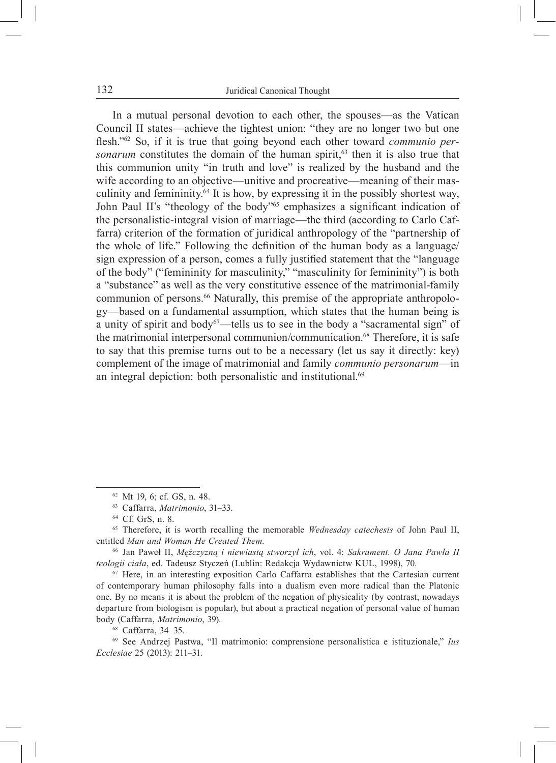In a mutual personal devotion to each other, the spouses—as the Vatican Council II states—achieve the tightest union: "they are no longer two but one flesh."[62] So, if it is true that going beyond each other toward *communio personarum* constitutes the domain of the human spirit,[63] then it is also true that this communion unity "in truth and love" is realized by the husband and the wife according to an objective—unitive and procreative—meaning of their masculinity and femininity.[64] It is how, by expressing it in the possibly shortest way, John Paul II's "theology of the body"[65] emphasizes a significant indication of the personalistic-integral vision of marriage—the third (according to Carlo Caffarra) criterion of the formation of juridical anthropology of the "partnership of the whole of life." Following the definition of the human body as a language/sign expression of a person, comes a fully justified statement that the "language of the body" ("femininity for masculinity," "masculinity for femininity") is both a "substance" as well as the very constitutive essence of the matrimonial-family communion of persons.[66] Naturally, this premise of the appropriate anthropology—based on a fundamental assumption, which states that the human being is a unity of spirit and body[67]—tells us to see in the body a "sacramental sign" of the matrimonial interpersonal communion/communication.[68] Therefore, it is safe to say that this premise turns out to be a necessary (let us say it directly: key) complement of the image of matrimonial and family *communio personarum*—in an integral depiction: both personalistic and institutional.[69]

---

[62] Mt 19, 6; cf. GS, n. 48.

[63] Caffarra, *Matrimonio*, 31–33.

[64] Cf. GrS, n. 8.

[65] Therefore, it is worth recalling the memorable *Wednesday catechesis* of John Paul II, entitled *Man and Woman He Created Them.*

[66] Jan Paweł II, *Mężczyzną i niewiastą stworzył ich*, vol. 4: *Sakrament. O Jana Pawła II teologii ciała*, ed. Tadeusz Styczeń (Lublin: Redakcja Wydawnictw KUL, 1998), 70.

[67] Here, in an interesting exposition Carlo Caffarra establishes that the Cartesian current of contemporary human philosophy falls into a dualism even more radical than the Platonic one. By no means it is about the problem of the negation of physicality (by contrast, nowadays departure from biologism is popular), but about a practical negation of personal value of human body (Caffarra, *Matrimonio*, 39).

[68] Caffarra, 34–35.

[69] See Andrzej Pastwa, "Il matrimonio: comprensione personalistica e istituzionale," *Ius Ecclesiae* 25 (2013): 211–31.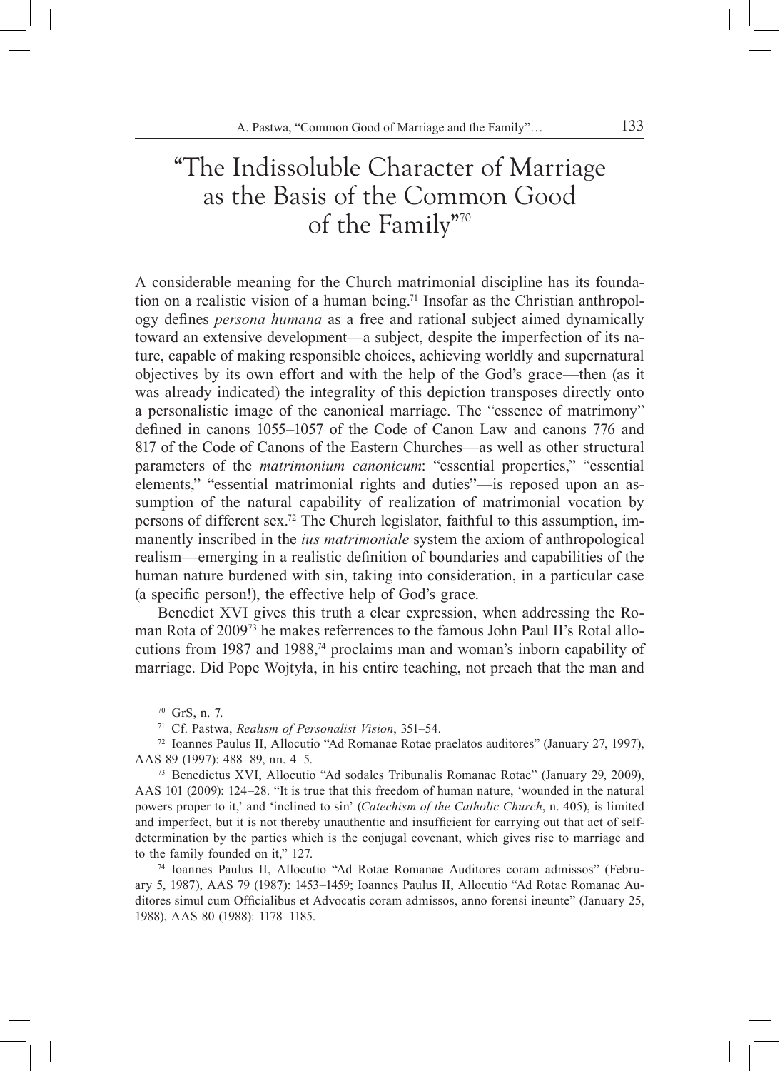# "The Indissoluble Character of Marriage as the Basis of the Common Good of the Family"[70]

A considerable meaning for the Church matrimonial discipline has its foundation on a realistic vision of a human being.[71] Insofar as the Christian anthropology defines *persona humana* as a free and rational subject aimed dynamically toward an extensive development—a subject, despite the imperfection of its nature, capable of making responsible choices, achieving worldly and supernatural objectives by its own effort and with the help of the God's grace—then (as it was already indicated) the integrality of this depiction transposes directly onto a personalistic image of the canonical marriage. The "essence of matrimony" defined in canons 1055–1057 of the Code of Canon Law and canons 776 and 817 of the Code of Canons of the Eastern Churches—as well as other structural parameters of the *matrimonium canonicum*: "essential properties," "essential elements," "essential matrimonial rights and duties"—is reposed upon an assumption of the natural capability of realization of matrimonial vocation by persons of different sex.[72] The Church legislator, faithful to this assumption, immanently inscribed in the *ius matrimoniale* system the axiom of anthropological realism—emerging in a realistic definition of boundaries and capabilities of the human nature burdened with sin, taking into consideration, in a particular case (a specific person!), the effective help of God's grace.

Benedict XVI gives this truth a clear expression, when addressing the Roman Rota of 2009[73] he makes referrences to the famous John Paul II's Rotal allocutions from 1987 and 1988,[74] proclaims man and woman's inborn capability of marriage. Did Pope Wojtyła, in his entire teaching, not preach that the man and

---

[70] GrS, n. 7.

[71] Cf. Pastwa, *Realism of Personalist Vision*, 351–54.

[72] Ioannes Paulus II, Allocutio "Ad Romanae Rotae praelatos auditores" (January 27, 1997), AAS 89 (1997): 488–89, nn. 4–5.

[73] Benedictus XVI, Allocutio "Ad sodales Tribunalis Romanae Rotae" (January 29, 2009), AAS 101 (2009): 124–28. "It is true that this freedom of human nature, 'wounded in the natural powers proper to it,' and 'inclined to sin' (*Catechism of the Catholic Church*, n. 405), is limited and imperfect, but it is not thereby unauthentic and insufficient for carrying out that act of self-determination by the parties which is the conjugal covenant, which gives rise to marriage and to the family founded on it," 127.

[74] Ioannes Paulus II, Allocutio "Ad Rotae Romanae Auditores coram admissos" (February 5, 1987), AAS 79 (1987): 1453–1459; Ioannes Paulus II, Allocutio "Ad Rotae Romanae Auditores simul cum Officialibus et Advocatis coram admissos, anno forensi ineunte" (January 25, 1988), AAS 80 (1988): 1178–1185.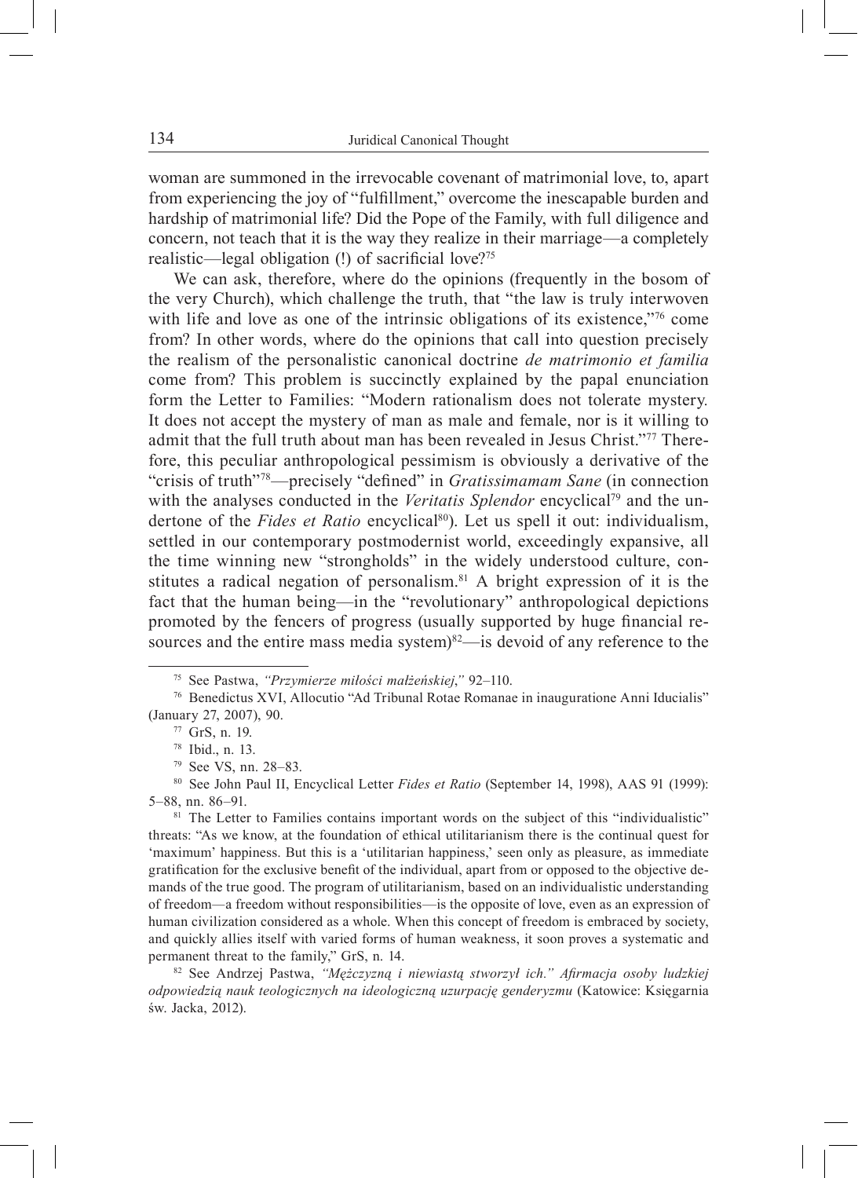woman are summoned in the irrevocable covenant of matrimonial love, to, apart from experiencing the joy of "fulfillment," overcome the inescapable burden and hardship of matrimonial life? Did the Pope of the Family, with full diligence and concern, not teach that it is the way they realize in their marriage—a completely realistic—legal obligation (!) of sacrificial love?[75]

We can ask, therefore, where do the opinions (frequently in the bosom of the very Church), which challenge the truth, that "the law is truly interwoven with life and love as one of the intrinsic obligations of its existence,"[76] come from? In other words, where do the opinions that call into question precisely the realism of the personalistic canonical doctrine *de matrimonio et familia* come from? This problem is succinctly explained by the papal enunciation form the Letter to Families: "Modern rationalism does not tolerate mystery. It does not accept the mystery of man as male and female, nor is it willing to admit that the full truth about man has been revealed in Jesus Christ."[77] Therefore, this peculiar anthropological pessimism is obviously a derivative of the "crisis of truth"[78]—precisely "defined" in *Gratissimamam Sane* (in connection with the analyses conducted in the *Veritatis Splendor* encyclical[79] and the undertone of the *Fides et Ratio* encyclical[80]). Let us spell it out: individualism, settled in our contemporary postmodernist world, exceedingly expansive, all the time winning new "strongholds" in the widely understood culture, constitutes a radical negation of personalism.[81] A bright expression of it is the fact that the human being—in the "revolutionary" anthropological depictions promoted by the fencers of progress (usually supported by huge financial resources and the entire mass media system)[82]—is devoid of any reference to the

---

[75] See Pastwa, *"Przymierze miłości małżeńskiej,"* 92–110.

[76] Benedictus XVI, Allocutio "Ad Tribunal Rotae Romanae in inauguratione Anni Iudicialis" (January 27, 2007), 90.

[77] GrS, n. 19.

[78] Ibid., n. 13.

[79] See VS, nn. 28–83.

[80] See John Paul II, Encyclical Letter *Fides et Ratio* (September 14, 1998), AAS 91 (1999): 5–88, nn. 86–91.

[81] The Letter to Families contains important words on the subject of this "individualistic" threats: "As we know, at the foundation of ethical utilitarianism there is the continual quest for 'maximum' happiness. But this is a 'utilitarian happiness,' seen only as pleasure, as immediate gratification for the exclusive benefit of the individual, apart from or opposed to the objective demands of the true good. The program of utilitarianism, based on an individualistic understanding of freedom—a freedom without responsibilities—is the opposite of love, even as an expression of human civilization considered as a whole. When this concept of freedom is embraced by society, and quickly allies itself with varied forms of human weakness, it soon proves a systematic and permanent threat to the family," GrS, n. 14.

[82] See Andrzej Pastwa, *"Mężczyzną i niewiastą stworzył ich." Afirmacja osoby ludzkiej odpowiedzią nauk teologicznych na ideologiczną uzurpację genderyzmu* (Katowice: Księgarnia św. Jacka, 2012).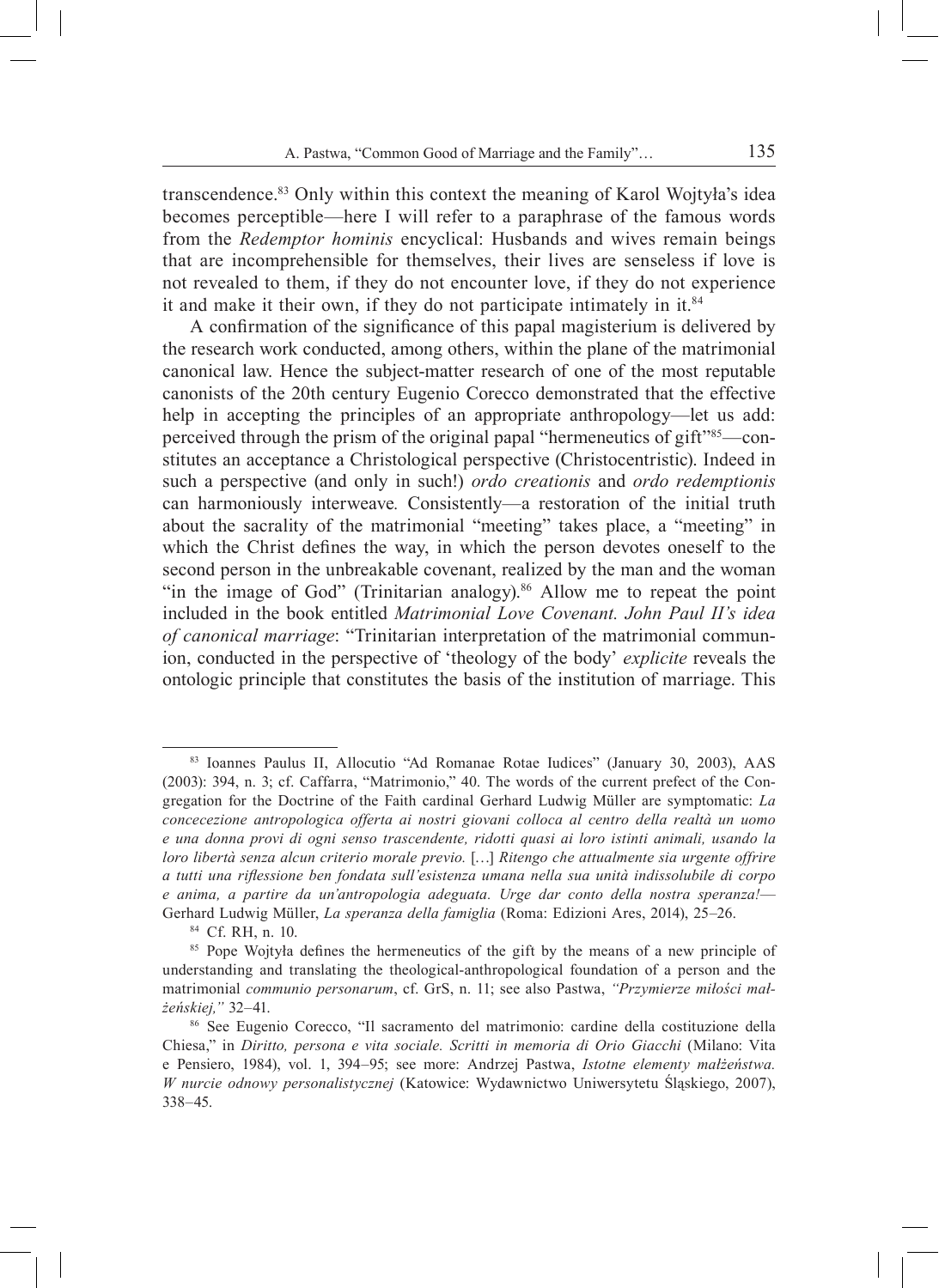transcendence.[83] Only within this context the meaning of Karol Wojtyła's idea becomes perceptible—here I will refer to a paraphrase of the famous words from the *Redemptor hominis* encyclical: Husbands and wives remain beings that are incomprehensible for themselves, their lives are senseless if love is not revealed to them, if they do not encounter love, if they do not experience it and make it their own, if they do not participate intimately in it.[84]

A confirmation of the significance of this papal magisterium is delivered by the research work conducted, among others, within the plane of the matrimonial canonical law. Hence the subject-matter research of one of the most reputable canonists of the 20th century Eugenio Corecco demonstrated that the effective help in accepting the principles of an appropriate anthropology—let us add: perceived through the prism of the original papal "hermeneutics of gift"[85]—constitutes an acceptance a Christological perspective (Christocentristic). Indeed in such a perspective (and only in such!) *ordo creationis* and *ordo redemptionis* can harmoniously interweave*.* Consistently—a restoration of the initial truth about the sacrality of the matrimonial "meeting" takes place, a "meeting" in which the Christ defines the way, in which the person devotes oneself to the second person in the unbreakable covenant, realized by the man and the woman "in the image of God" (Trinitarian analogy).[86] Allow me to repeat the point included in the book entitled *Matrimonial Love Covenant. John Paul II's idea of canonical marriage*: "Trinitarian interpretation of the matrimonial communion, conducted in the perspective of 'theology of the body' *explicite* reveals the ontologic principle that constitutes the basis of the institution of marriage. This

---

[83] Ioannes Paulus II, Allocutio "Ad Romanae Rotae Iudices" (January 30, 2003), AAS (2003): 394, n. 3; cf. Caffarra, "Matrimonio," 40. The words of the current prefect of the Congregation for the Doctrine of the Faith cardinal Gerhard Ludwig Müller are symptomatic: *La concecezione antropologica offerta ai nostri giovani colloca al centro della realtà un uomo e una donna provi di ogni senso trascendente, ridotti quasi ai loro istinti animali, usando la loro libertà senza alcun criterio morale previo.* […] *Ritengo che attualmente sia urgente offrire a tutti una riflessione ben fondata sull'esistenza umana nella sua unità indissolubile di corpo e anima, a partire da un'antropologia adeguata. Urge dar conto della nostra speranza!*—Gerhard Ludwig Müller, *La speranza della famiglia* (Roma: Edizioni Ares, 2014), 25–26.

[84] Cf. RH, n. 10.

[85] Pope Wojtyła defines the hermeneutics of the gift by the means of a new principle of understanding and translating the theological-anthropological foundation of a person and the matrimonial *communio personarum*, cf. GrS, n. 11; see also Pastwa, *"Przymierze miłości małżeńskiej,"* 32–41.

[86] See Eugenio Corecco, "Il sacramento del matrimonio: cardine della costituzione della Chiesa," in *Diritto, persona e vita sociale. Scritti in memoria di Orio Giacchi* (Milano: Vita e Pensiero, 1984), vol. 1, 394–95; see more: Andrzej Pastwa, *Istotne elementy małżeństwa. W nurcie odnowy personalistycznej* (Katowice: Wydawnictwo Uniwersytetu Śląskiego, 2007), 338–45.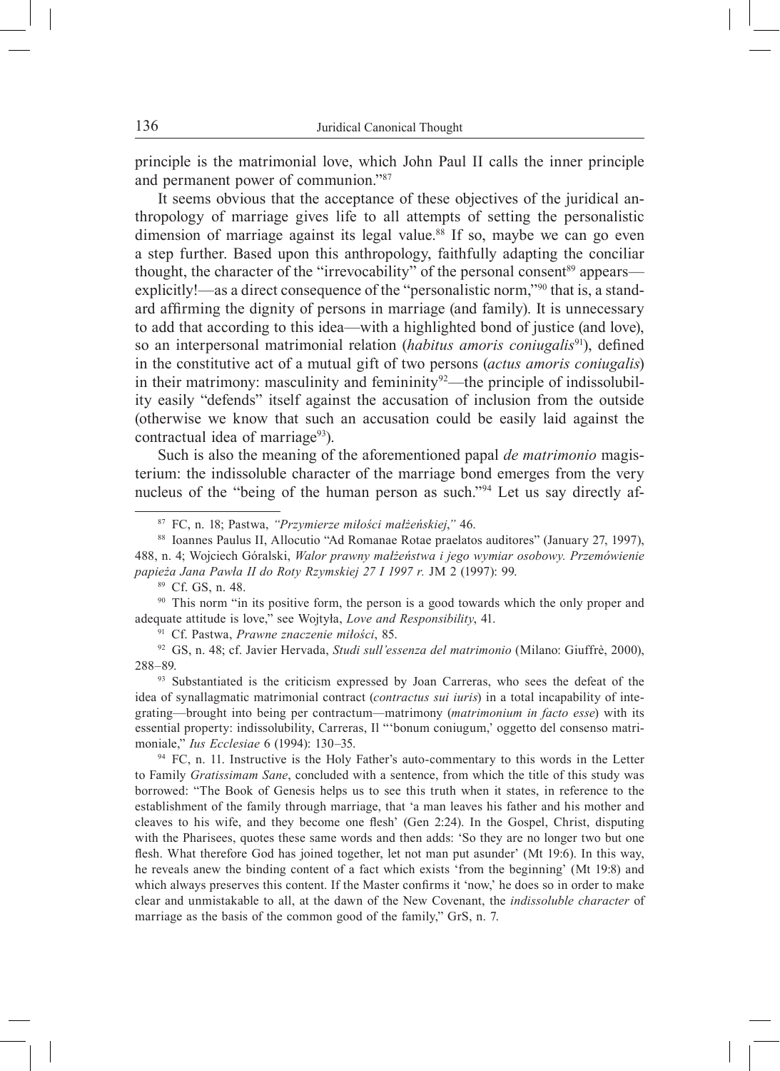principle is the matrimonial love, which John Paul II calls the inner principle and permanent power of communion."[87]

It seems obvious that the acceptance of these objectives of the juridical anthropology of marriage gives life to all attempts of setting the personalistic dimension of marriage against its legal value.[88] If so, maybe we can go even a step further. Based upon this anthropology, faithfully adapting the conciliar thought, the character of the "irrevocability" of the personal consent[89] appears—explicitly!—as a direct consequence of the "personalistic norm,"[90] that is, a standard affirming the dignity of persons in marriage (and family). It is unnecessary to add that according to this idea—with a highlighted bond of justice (and love), so an interpersonal matrimonial relation (*habitus amoris coniugalis*[91]), defined in the constitutive act of a mutual gift of two persons (*actus amoris coniugalis*) in their matrimony: masculinity and femininity[92]—the principle of indissolubility easily "defends" itself against the accusation of inclusion from the outside (otherwise we know that such an accusation could be easily laid against the contractual idea of marriage[93]).

Such is also the meaning of the aforementioned papal *de matrimonio* magisterium: the indissoluble character of the marriage bond emerges from the very nucleus of the "being of the human person as such."[94] Let us say directly af-

---

[87] FC, n. 18; Pastwa, *"Przymierze miłości małżeńskiej*," 46.

[88] Ioannes Paulus II, Allocutio "Ad Romanae Rotae praelatos auditores" (January 27, 1997), 488, n. 4; Wojciech Góralski, *Walor prawny małżeństwa i jego wymiar osobowy. Przemówienie papieża Jana Pawła II do Roty Rzymskiej 27 I 1997 r.* JM 2 (1997): 99.

[89] Cf. GS, n. 48.

[90] This norm "in its positive form, the person is a good towards which the only proper and adequate attitude is love," see Wojtyła, *Love and Responsibility*, 41.

[91] Cf. Pastwa, *Prawne znaczenie miłości*, 85.

[92] GS, n. 48; cf. Javier Hervada, *Studi sull'essenza del matrimonio* (Milano: Giuffrè, 2000), 288–89.

[93] Substantiated is the criticism expressed by Joan Carreras, who sees the defeat of the idea of synallagmatic matrimonial contract (*contractus sui iuris*) in a total incapability of integrating—brought into being per contractum—matrimony (*matrimonium in facto esse*) with its essential property: indissolubility, Carreras, Il "'bonum coniugum,' oggetto del consenso matrimoniale," *Ius Ecclesiae* 6 (1994): 130–35.

[94] FC, n. 11. Instructive is the Holy Father's auto-commentary to this words in the Letter to Family *Gratissimam Sane*, concluded with a sentence, from which the title of this study was borrowed: "The Book of Genesis helps us to see this truth when it states, in reference to the establishment of the family through marriage, that 'a man leaves his father and his mother and cleaves to his wife, and they become one flesh' (Gen 2:24). In the Gospel, Christ, disputing with the Pharisees, quotes these same words and then adds: 'So they are no longer two but one flesh. What therefore God has joined together, let not man put asunder' (Mt 19:6). In this way, he reveals anew the binding content of a fact which exists 'from the beginning' (Mt 19:8) and which always preserves this content. If the Master confirms it 'now,' he does so in order to make clear and unmistakable to all, at the dawn of the New Covenant, the *indissoluble character* of marriage as the basis of the common good of the family," GrS, n. 7.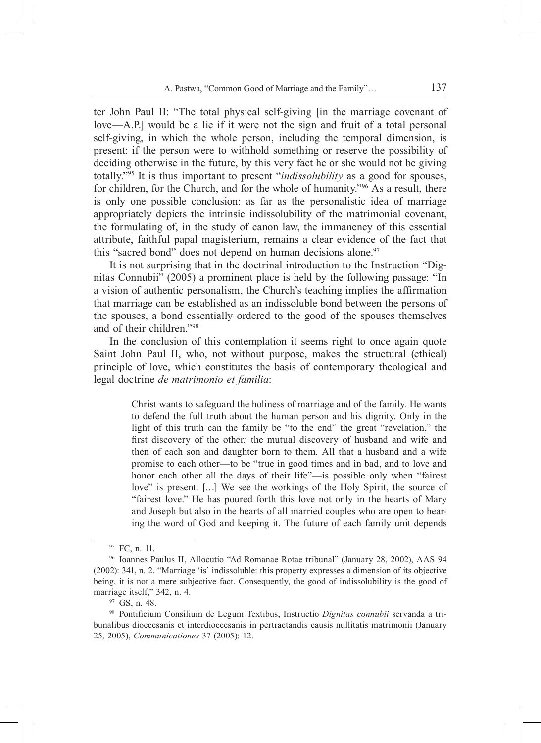ter John Paul II: "The total physical self-giving [in the marriage covenant of love—A.P.] would be a lie if it were not the sign and fruit of a total personal self-giving, in which the whole person, including the temporal dimension, is present: if the person were to withhold something or reserve the possibility of deciding otherwise in the future, by this very fact he or she would not be giving totally."[95] It is thus important to present "*indissolubility* as a good for spouses, for children, for the Church, and for the whole of humanity."[96] As a result, there is only one possible conclusion: as far as the personalistic idea of marriage appropriately depicts the intrinsic indissolubility of the matrimonial covenant, the formulating of, in the study of canon law, the immanency of this essential attribute, faithful papal magisterium, remains a clear evidence of the fact that this "sacred bond" does not depend on human decisions alone.[97]

It is not surprising that in the doctrinal introduction to the Instruction "Dignitas Connubii" (2005) a prominent place is held by the following passage: "In a vision of authentic personalism, the Church's teaching implies the affirmation that marriage can be established as an indissoluble bond between the persons of the spouses, a bond essentially ordered to the good of the spouses themselves and of their children."[98]

In the conclusion of this contemplation it seems right to once again quote Saint John Paul II, who, not without purpose, makes the structural (ethical) principle of love, which constitutes the basis of contemporary theological and legal doctrine *de matrimonio et familia*:

> Christ wants to safeguard the holiness of marriage and of the family. He wants to defend the full truth about the human person and his dignity. Only in the light of this truth can the family be "to the end" the great "revelation," the first discovery of the other*:* the mutual discovery of husband and wife and then of each son and daughter born to them. All that a husband and a wife promise to each other—to be "true in good times and in bad, and to love and honor each other all the days of their life"—is possible only when "fairest love" is present. […] We see the workings of the Holy Spirit, the source of "fairest love." He has poured forth this love not only in the hearts of Mary and Joseph but also in the hearts of all married couples who are open to hearing the word of God and keeping it. The future of each family unit depends

---

[95] FC, n. 11.

[96] Ioannes Paulus II, Allocutio "Ad Romanae Rotae tribunal" (January 28, 2002), AAS 94 (2002): 341, n. 2. "Marriage 'is' indissoluble: this property expresses a dimension of its objective being, it is not a mere subjective fact. Consequently, the good of indissolubility is the good of marriage itself," 342, n. 4.

[97] GS, n. 48.

[98] Pontificium Consilium de Legum Textibus, Instructio *Dignitas connubii* servanda a tribunalibus dioecesanis et interdioecesanis in pertractandis causis nullitatis matrimonii (January 25, 2005), *Communicationes* 37 (2005): 12.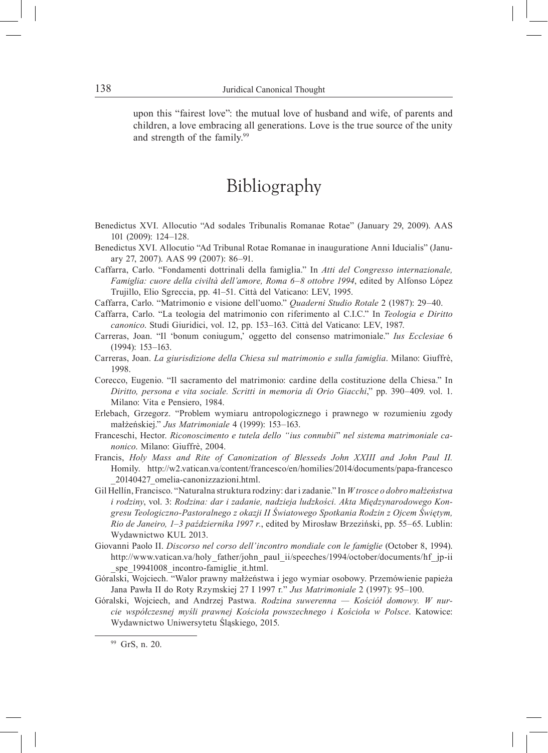upon this "fairest love": the mutual love of husband and wife, of parents and children, a love embracing all generations. Love is the true source of the unity and strength of the family.[99]

# Bibliography

Benedictus XVI. Allocutio "Ad sodales Tribunalis Romanae Rotae" (January 29, 2009). AAS 101 (2009): 124–128.

Benedictus XVI. Allocutio "Ad Tribunal Rotae Romanae in inauguratione Anni Iducialis" (January 27, 2007). AAS 99 (2007): 86–91.

Caffarra, Carlo. "Fondamenti dottrinali della famiglia." In *Atti del Congresso internazionale, Famiglia: cuore della civiltà dell'amore, Roma 6–8 ottobre 1994*, edited by Alfonso López Trujillo, Elio Sgreccia, pp. 41–51. Città del Vaticano: LEV, 1995.

Caffarra, Carlo. "Matrimonio e visione dell'uomo." *Quaderni Studio Rotale* 2 (1987): 29–40.

Caffarra, Carlo. "La teologia del matrimonio con riferimento al C.I.C." In *Teologia e Diritto canonico*. Studi Giuridici, vol. 12, pp. 153–163. Città del Vaticano: LEV, 1987.

Carreras, Joan. "Il 'bonum coniugum,' oggetto del consenso matrimoniale." *Ius Ecclesiae* 6 (1994): 153–163.

Carreras, Joan. *La giurisdizione della Chiesa sul matrimonio e sulla famiglia*. Milano: Giuffrè, 1998.

Corecco, Eugenio. "Il sacramento del matrimonio: cardine della costituzione della Chiesa." In *Diritto, persona e vita sociale. Scritti in memoria di Orio Giacchi*," pp. 390–409. vol. 1. Milano: Vita e Pensiero, 1984.

Erlebach, Grzegorz. "Problem wymiaru antropologicznego i prawnego w rozumieniu zgody małżeńskiej." *Jus Matrimoniale* 4 (1999): 153–163.

Franceschi, Hector. *Riconoscimento e tutela dello "ius connubii" nel sistema matrimoniale canonico*. Milano: Giuffrè, 2004.

Francis, *Holy Mass and Rite of Canonization of Blesseds John XXIII and John Paul II.* Homily. http://w2.vatican.va/content/francesco/en/homilies/2014/documents/papa-francesco_20140427_omelia-canonizzazioni.html.

Gil Hellín, Francisco. "Naturalna struktura rodziny: dar i zadanie." In *W trosce o dobro małżeństwa i rodziny*, vol. 3: *Rodzina: dar i zadanie, nadzieja ludzkości. Akta Międzynarodowego Kongresu Teologiczno-Pastoralnego z okazji II Światowego Spotkania Rodzin z Ojcem Świętym, Rio de Janeiro, 1–3 października 1997 r.*, edited by Mirosław Brzeziński, pp. 55–65. Lublin: Wydawnictwo KUL 2013.

Giovanni Paolo II. *Discorso nel corso dell'incontro mondiale con le famiglie* (October 8, 1994). http://www.vatican.va/holy_father/john_paul_ii/speeches/1994/october/documents/hf_jp-ii_spe_19941008_incontro-famiglie_it.html.

Góralski, Wojciech. "Walor prawny małżeństwa i jego wymiar osobowy. Przemówienie papieża Jana Pawła II do Roty Rzymskiej 27 I 1997 r." *Jus Matrimoniale* 2 (1997): 95–100.

Góralski, Wojciech, and Andrzej Pastwa. *Rodzina suwerenna — Kościół domowy. W nurcie współczesnej myśli prawnej Kościoła powszechnego i Kościoła w Polsce*. Katowice: Wydawnictwo Uniwersytetu Śląskiego, 2015.

---

[99] GrS, n. 20.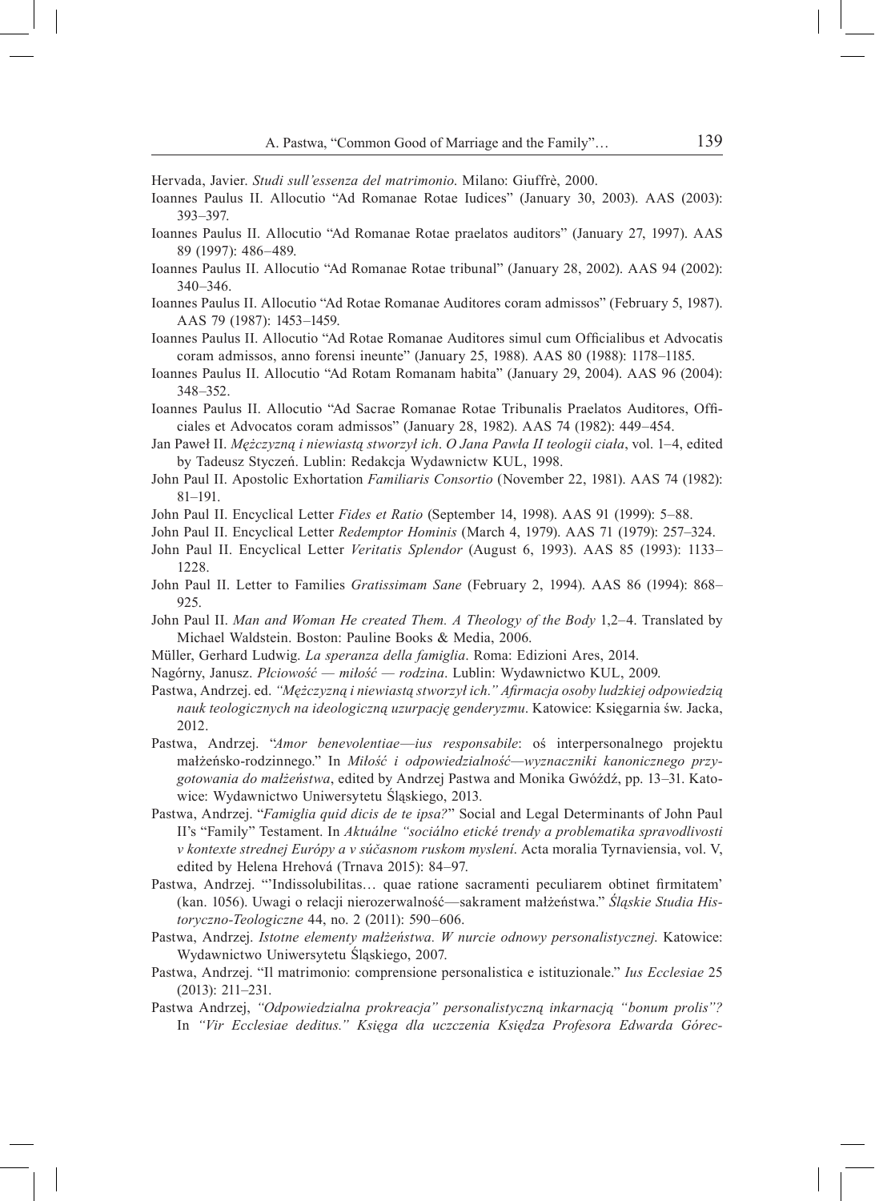Hervada, Javier. *Studi sull'essenza del matrimonio*. Milano: Giuffrè, 2000.

Ioannes Paulus II. Allocutio "Ad Romanae Rotae Iudices" (January 30, 2003). AAS (2003): 393–397.

Ioannes Paulus II. Allocutio "Ad Romanae Rotae praelatos auditors" (January 27, 1997). AAS 89 (1997): 486–489.

Ioannes Paulus II. Allocutio "Ad Romanae Rotae tribunal" (January 28, 2002). AAS 94 (2002): 340–346.

Ioannes Paulus II. Allocutio "Ad Rotae Romanae Auditores coram admissos" (February 5, 1987). AAS 79 (1987): 1453–1459.

Ioannes Paulus II. Allocutio "Ad Rotae Romanae Auditores simul cum Officialibus et Advocatis coram admissos, anno forensi ineunte" (January 25, 1988). AAS 80 (1988): 1178–1185.

Ioannes Paulus II. Allocutio "Ad Rotam Romanam habita" (January 29, 2004). AAS 96 (2004): 348–352.

Ioannes Paulus II. Allocutio "Ad Sacrae Romanae Rotae Tribunalis Praelatos Auditores, Officiales et Advocatos coram admissos" (January 28, 1982). AAS 74 (1982): 449–454.

Jan Paweł II. *Mężczyzną i niewiastą stworzył ich*. *O Jana Pawła II teologii ciała*, vol. 1–4, edited by Tadeusz Styczeń. Lublin: Redakcja Wydawnictw KUL, 1998.

John Paul II. Apostolic Exhortation *Familiaris Consortio* (November 22, 1981). AAS 74 (1982): 81–191.

John Paul II. Encyclical Letter *Fides et Ratio* (September 14, 1998). AAS 91 (1999): 5–88.

John Paul II. Encyclical Letter *Redemptor Hominis* (March 4, 1979). AAS 71 (1979): 257–324.

John Paul II. Encyclical Letter *Veritatis Splendor* (August 6, 1993). AAS 85 (1993): 1133–1228.

John Paul II. Letter to Families *Gratissimam Sane* (February 2, 1994). AAS 86 (1994): 868–925.

John Paul II. *Man and Woman He created Them. A Theology of the Body* 1,2–4. Translated by Michael Waldstein. Boston: Pauline Books & Media, 2006.

Müller, Gerhard Ludwig. *La speranza della famiglia*. Roma: Edizioni Ares, 2014.

Nagórny, Janusz. *Płciowość — miłość — rodzina*. Lublin: Wydawnictwo KUL, 2009.

Pastwa, Andrzej. ed. *"Mężczyzną i niewiastą stworzył ich." Afirmacja osoby ludzkiej odpowiedzią nauk teologicznych na ideologiczną uzurpację genderyzmu*. Katowice: Księgarnia św. Jacka, 2012.

Pastwa, Andrzej. "*Amor benevolentiae—ius responsabile*: oś interpersonalnego projektu małżeńsko-rodzinnego." In *Miłość i odpowiedzialność—wyznaczniki kanonicznego przygotowania do małżeństwa*, edited by Andrzej Pastwa and Monika Gwóźdź, pp. 13–31. Katowice: Wydawnictwo Uniwersytetu Śląskiego, 2013.

Pastwa, Andrzej. "*Famiglia quid dicis de te ipsa?*" Social and Legal Determinants of John Paul II's "Family" Testament. In *Aktuálne "sociálno etické trendy a problematika spravodlivosti v kontexte strednej Európy a v súčasnom ruskom myslení*. Acta moralia Tyrnaviensia, vol. V, edited by Helena Hrehová (Trnava 2015): 84–97.

Pastwa, Andrzej. "'Indissolubilitas… quae ratione sacramenti peculiarem obtinet firmitatem' (kan. 1056). Uwagi o relacji nierozerwalność—sakrament małżeństwa." *Śląskie Studia Historyczno-Teologiczne* 44, no. 2 (2011): 590–606.

Pastwa, Andrzej. *Istotne elementy małżeństwa. W nurcie odnowy personalistycznej*. Katowice: Wydawnictwo Uniwersytetu Śląskiego, 2007.

Pastwa, Andrzej. "Il matrimonio: comprensione personalistica e istituzionale." *Ius Ecclesiae* 25 (2013): 211–231.

Pastwa Andrzej, *"Odpowiedzialna prokreacja" personalistyczną inkarnacją "bonum prolis"?* In *"Vir Ecclesiae deditus." Księga dla uczczenia Księdza Profesora Edwarda Górec-*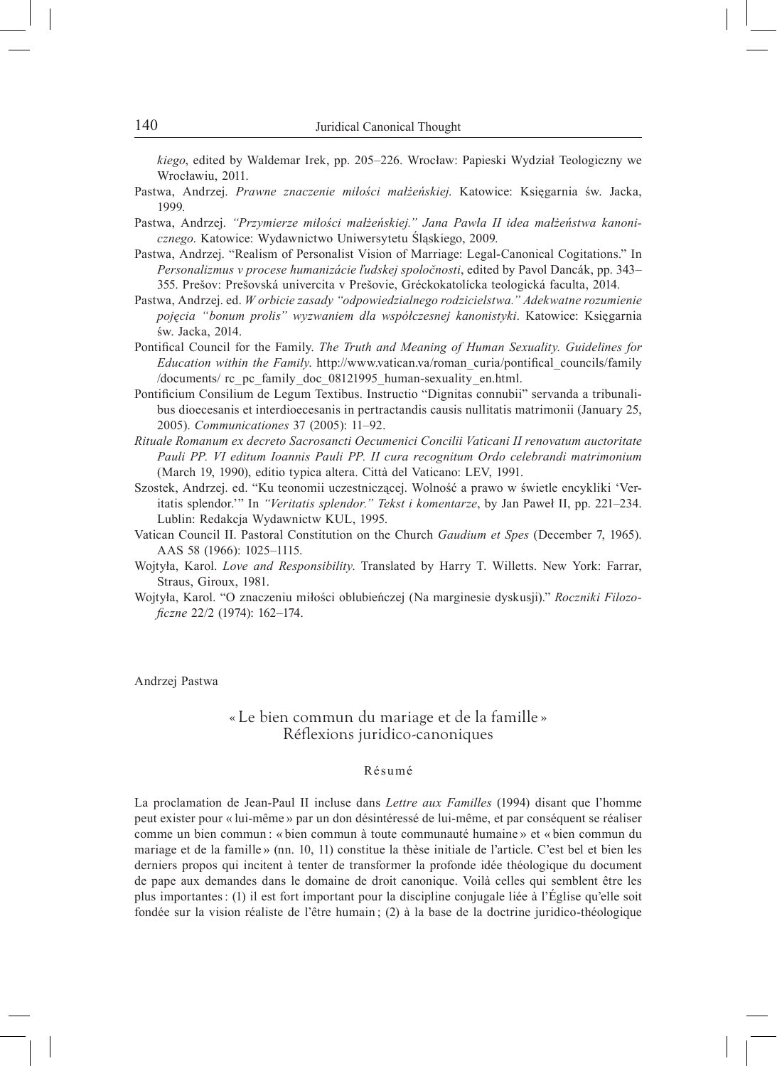*kiego*, edited by Waldemar Irek, pp. 205–226. Wrocław: Papieski Wydział Teologiczny we Wrocławiu, 2011.

Pastwa, Andrzej. *Prawne znaczenie miłości małżeńskiej*. Katowice: Księgarnia św. Jacka, 1999.

Pastwa, Andrzej. *"Przymierze miłości małżeńskiej." Jana Pawła II idea małżeństwa kanonicznego*. Katowice: Wydawnictwo Uniwersytetu Śląskiego, 2009.

Pastwa, Andrzej. "Realism of Personalist Vision of Marriage: Legal-Canonical Cogitations." In *Personalizmus v procese humanizácie ľudskej spoločnosti*, edited by Pavol Dancák, pp. 343–355. Prešov: Prešovská univercita v Prešovie, Gréckokatolícka teologická faculta, 2014.

Pastwa, Andrzej. ed. *W orbicie zasady "odpowiedzialnego rodzicielstwa." Adekwatne rozumienie pojęcia "bonum prolis" wyzwaniem dla współczesnej kanonistyki*. Katowice: Księgarnia św. Jacka, 2014.

Pontifical Council for the Family. *The Truth and Meaning of Human Sexuality. Guidelines for Education within the Family*. http://www.vatican.va/roman_curia/pontifical_councils/family/documents/ rc_pc_family_doc_08121995_human-sexuality_en.html.

Pontificium Consilium de Legum Textibus. Instructio "Dignitas connubii" servanda a tribunalibus dioecesanis et interdioecesanis in pertractandis causis nullitatis matrimonii (January 25, 2005). *Communicationes* 37 (2005): 11–92.

*Rituale Romanum ex decreto Sacrosancti Oecumenici Concilii Vaticani II renovatum auctoritate Pauli PP. VI editum Ioannis Pauli PP. II cura recognitum Ordo celebrandi matrimonium* (March 19, 1990), editio typica altera. Città del Vaticano: LEV, 1991.

Szostek, Andrzej. ed. "Ku teonomii uczestniczącej. Wolność a prawo w świetle encykliki 'Veritatis splendor.'" In *"Veritatis splendor." Tekst i komentarze*, by Jan Paweł II, pp. 221–234. Lublin: Redakcja Wydawnictw KUL, 1995.

Vatican Council II. Pastoral Constitution on the Church *Gaudium et Spes* (December 7, 1965). AAS 58 (1966): 1025–1115.

Wojtyła, Karol. *Love and Responsibility*. Translated by Harry T. Willetts. New York: Farrar, Straus, Giroux, 1981.

Wojtyła, Karol. "O znaczeniu miłości oblubieńczej (Na marginesie dyskusji)." *Roczniki Filozoficzne* 22/2 (1974): 162–174.

Andrzej Pastwa

## « Le bien commun du mariage et de la famille » Réflexions juridico-canoniques

### Résumé

La proclamation de Jean-Paul II incluse dans *Lettre aux Familles* (1994) disant que l'homme peut exister pour « lui-même » par un don désintéressé de lui-même, et par conséquent se réaliser comme un bien commun : « bien commun à toute communauté humaine » et « bien commun du mariage et de la famille » (nn. 10, 11) constitue la thèse initiale de l'article. C'est bel et bien les derniers propos qui incitent à tenter de transformer la profonde idée théologique du document de pape aux demandes dans le domaine de droit canonique. Voilà celles qui semblent être les plus importantes : (1) il est fort important pour la discipline conjugale liée à l'Église qu'elle soit fondée sur la vision réaliste de l'être humain ; (2) à la base de la doctrine juridico-théologique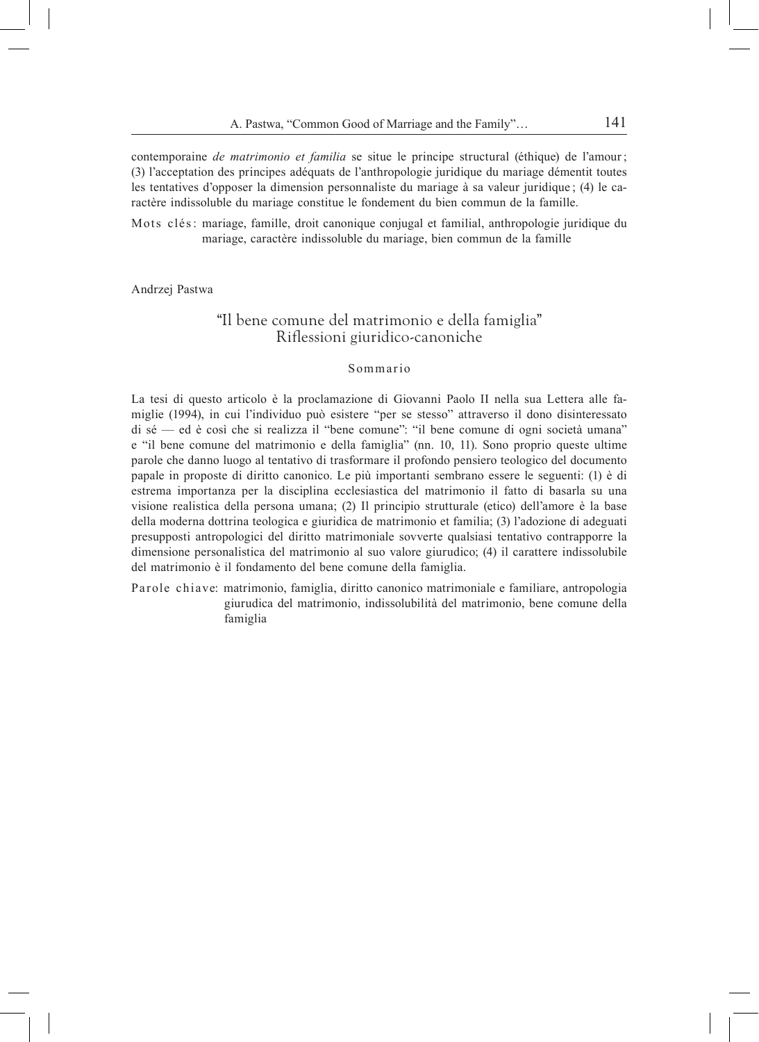contemporaine *de matrimonio et familia* se situe le principe structural (éthique) de l'amour ; (3) l'acceptation des principes adéquats de l'anthropologie juridique du mariage dément toutes les tentatives d'opposer la dimension personnaliste du mariage à sa valeur juridique ; (4) le caractère indissoluble du mariage constitue le fondement du bien commun de la famille.

Mots clés : mariage, famille, droit canonique conjugal et familial, anthropologie juridique du mariage, caractère indissoluble du mariage, bien commun de la famille

Andrzej Pastwa

## "Il bene comune del matrimonio e della famiglia" Riflessioni giuridico-canoniche

### Sommario

La tesi di questo articolo è la proclamazione di Giovanni Paolo II nella sua Lettera alle famiglie (1994), in cui l'individuo può esistere "per se stesso" attraverso il dono disinteressato di sé — ed è così che si realizza il "bene comune": "il bene comune di ogni società umana" e "il bene comune del matrimonio e della famiglia" (nn. 10, 11). Sono proprio queste ultime parole che danno luogo al tentativo di trasformare il profondo pensiero teologico del documento papale in proposte di diritto canonico. Le più importanti sembrano essere le seguenti: (1) è di estrema importanza per la disciplina ecclesiastica del matrimonio il fatto di basarla su una visione realistica della persona umana; (2) Il principio strutturale (etico) dell'amore è la base della moderna dottrina teologica e giuridica de matrimonio et familia; (3) l'adozione di adeguati presupposti antropologici del diritto matrimoniale sovverte qualsiasi tentativo contrapporre la dimensione personalistica del matrimonio al suo valore giurudico; (4) il carattere indissolubile del matrimonio è il fondamento del bene comune della famiglia.

Parole chiave: matrimonio, famiglia, diritto canonico matrimoniale e familiare, antropologia giurudica del matrimonio, indissolubilità del matrimonio, bene comune della famiglia